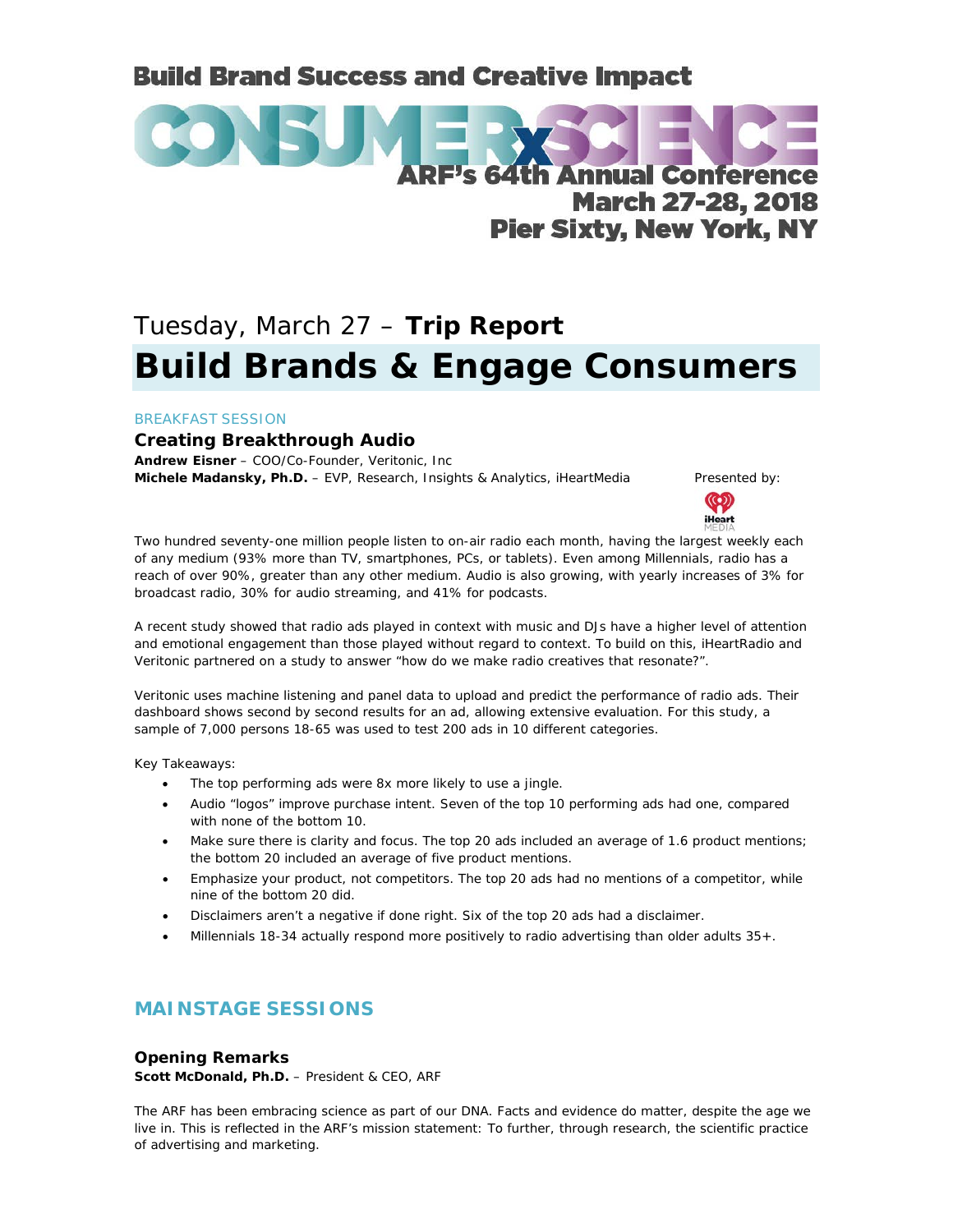# Build Brand Success and Creative Impact

**CONSUMER x SCIENCE**

**ARF's 64th Annual Conference**
**March 27-28, 2018**
**Pier Sixty, New York, NY**

## Tuesday, March 27 – **Trip Report**

# Build Brands & Engage Consumers

BREAKFAST SESSION

### Creating Breakthrough Audio

**Andrew Eisner** – COO/Co-Founder, Veritonic, Inc
**Michele Madansky, Ph.D.** – EVP, Research, Insights & Analytics, iHeartMedia

Presented by: iHeart MEDIA

Two hundred seventy-one million people listen to on-air radio each month, having the largest weekly each of any medium (93% more than TV, smartphones, PCs, or tablets). Even among Millennials, radio has a reach of over 90%, greater than any other medium. Audio is also growing, with yearly increases of 3% for broadcast radio, 30% for audio streaming, and 41% for podcasts.

A recent study showed that radio ads played in context with music and DJs have a higher level of attention and emotional engagement than those played without regard to context. To build on this, iHeartRadio and Veritonic partnered on a study to answer "how do we make radio creatives that resonate?".

Veritonic uses machine listening and panel data to upload and predict the performance of radio ads. Their dashboard shows second by second results for an ad, allowing extensive evaluation. For this study, a sample of 7,000 persons 18-65 was used to test 200 ads in 10 different categories.

Key Takeaways:

- The top performing ads were 8x more likely to use a jingle.
- Audio "logos" improve purchase intent. Seven of the top 10 performing ads had one, compared with none of the bottom 10.
- Make sure there is clarity and focus. The top 20 ads included an average of 1.6 product mentions; the bottom 20 included an average of five product mentions.
- Emphasize your product, not competitors. The top 20 ads had no mentions of a competitor, while nine of the bottom 20 did.
- Disclaimers aren't a negative if done right. Six of the top 20 ads had a disclaimer.
- Millennials 18-34 actually respond more positively to radio advertising than older adults 35+.

## MAINSTAGE SESSIONS

### Opening Remarks

**Scott McDonald, Ph.D.** – President & CEO, ARF

The ARF has been embracing science as part of our DNA. Facts and evidence do matter, despite the age we live in. This is reflected in the ARF's mission statement: To further, through research, the scientific practice of advertising and marketing.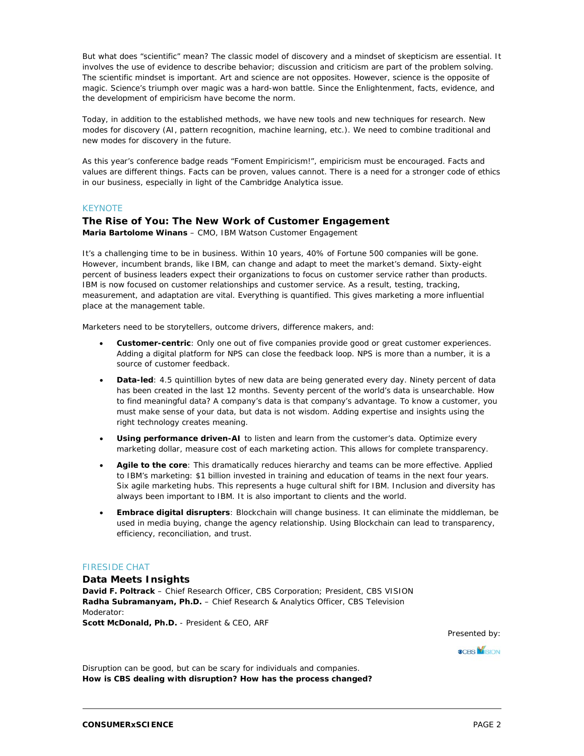But what does “scientific” mean? The classic model of discovery and a mindset of skepticism are essential. It involves the use of evidence to describe behavior; discussion and criticism are part of the problem solving. The scientific mindset is important. Art and science are not opposites. However, science is the opposite of magic. Science’s triumph over magic was a hard-won battle. Since the Enlightenment, facts, evidence, and the development of empiricism have become the norm.

Today, in addition to the established methods, we have new tools and new techniques for research. New modes for discovery (AI, pattern recognition, machine learning, etc.). We need to combine traditional and new modes for discovery in the future.

As this year’s conference badge reads “Foment Empiricism!”, empiricism must be encouraged. Facts and values are different things. Facts can be proven, values cannot. There is a need for a stronger code of ethics in our business, especially in light of the Cambridge Analytica issue.

KEYNOTE

## The Rise of You: The New Work of Customer Engagement

**Maria Bartolome Winans** – CMO, IBM Watson Customer Engagement

It’s a challenging time to be in business. Within 10 years, 40% of Fortune 500 companies will be gone. However, incumbent brands, like IBM, can change and adapt to meet the market’s demand. Sixty-eight percent of business leaders expect their organizations to focus on customer service rather than products. IBM is now focused on customer relationships and customer service. As a result, testing, tracking, measurement, and adaptation are vital. Everything is quantified. This gives marketing a more influential place at the management table.

Marketers need to be storytellers, outcome drivers, difference makers, and:

- **Customer-centric**: Only one out of five companies provide good or great customer experiences. Adding a digital platform for NPS can close the feedback loop. NPS is more than a number, it is a source of customer feedback.
- **Data-led**: 4.5 quintillion bytes of new data are being generated every day. Ninety percent of data has been created in the last 12 months. Seventy percent of the world’s data is unsearchable. How to find meaningful data? A company’s data is that company’s advantage. To know a customer, you must make sense of your data, but data is not wisdom. Adding expertise and insights using the right technology creates meaning.
- **Using performance driven-AI** to listen and learn from the customer’s data. Optimize every marketing dollar, measure cost of each marketing action. This allows for complete transparency.
- **Agile to the core**: This dramatically reduces hierarchy and teams can be more effective. Applied to IBM’s marketing: $1 billion invested in training and education of teams in the next four years. Six agile marketing hubs. This represents a huge cultural shift for IBM. Inclusion and diversity has always been important to IBM. It is also important to clients and the world.
- **Embrace digital disrupters**: Blockchain will change business. It can eliminate the middleman, be used in media buying, change the agency relationship. Using Blockchain can lead to transparency, efficiency, reconciliation, and trust.

FIRESIDE CHAT

## Data Meets Insights

**David F. Poltrack** – Chief Research Officer, CBS Corporation; President, CBS VISION
**Radha Subramanyam, Ph.D.** – Chief Research & Analytics Officer, CBS Television
Moderator:
**Scott McDonald, Ph.D.** - President & CEO, ARF

Presented by: CBS VISION

Disruption can be good, but can be scary for individuals and companies.
**How is CBS dealing with disruption? How has the process changed?**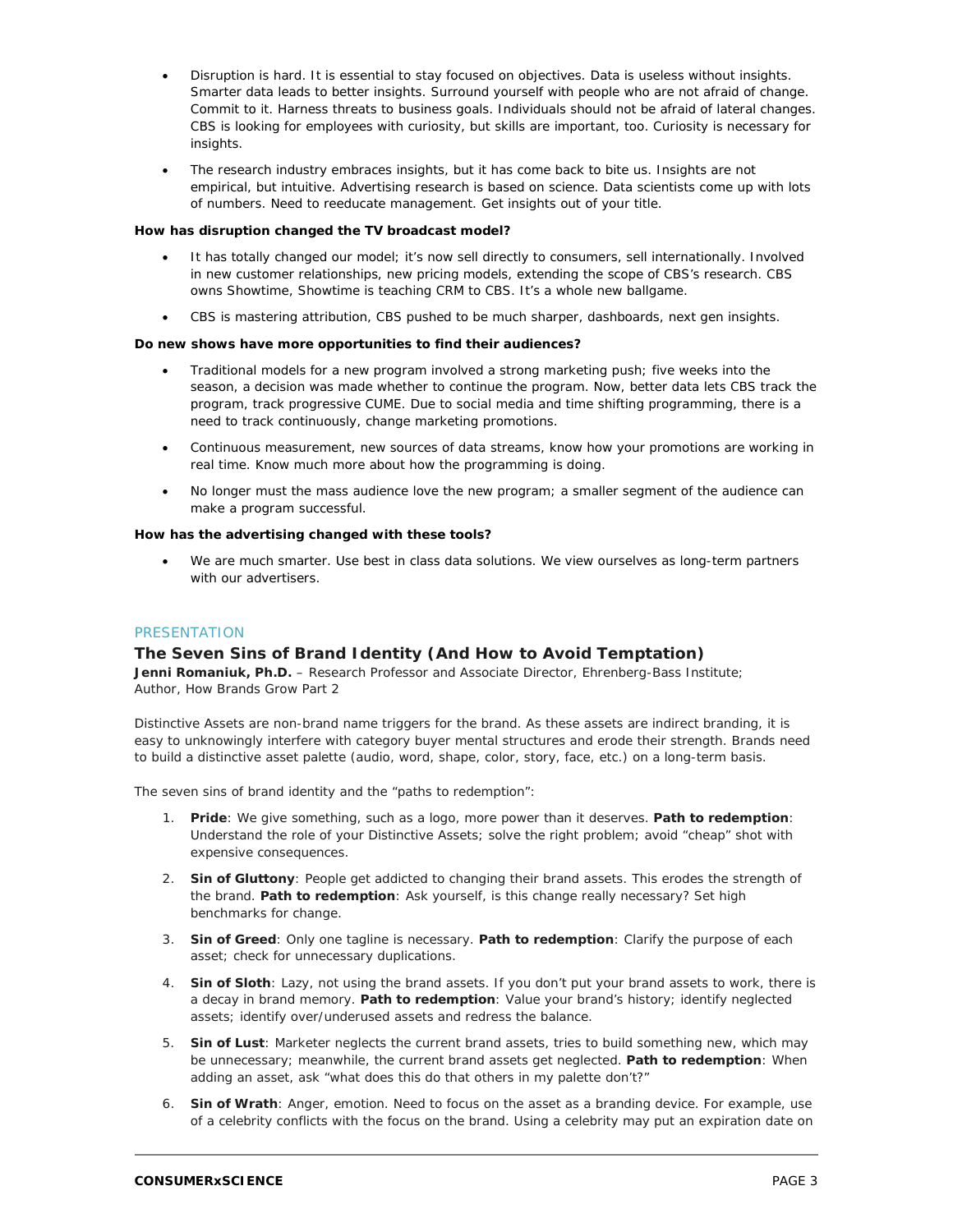- Disruption is hard. It is essential to stay focused on objectives. Data is useless without insights. Smarter data leads to better insights. Surround yourself with people who are not afraid of change. Commit to it. Harness threats to business goals. Individuals should not be afraid of lateral changes. CBS is looking for employees with curiosity, but skills are important, too. Curiosity is necessary for insights.
- The research industry embraces insights, but it has come back to bite us. Insights are not empirical, but intuitive. Advertising research is based on science. Data scientists come up with lots of numbers. Need to reeducate management. Get insights out of your title.

**How has disruption changed the TV broadcast model?**

- It has totally changed our model; it's now sell directly to consumers, sell internationally. Involved in new customer relationships, new pricing models, extending the scope of CBS's research. CBS owns Showtime, Showtime is teaching CRM to CBS. It's a whole new ballgame.
- CBS is mastering attribution, CBS pushed to be much sharper, dashboards, next gen insights.

**Do new shows have more opportunities to find their audiences?**

- Traditional models for a new program involved a strong marketing push; five weeks into the season, a decision was made whether to continue the program. Now, better data lets CBS track the program, track progressive CUME. Due to social media and time shifting programming, there is a need to track continuously, change marketing promotions.
- Continuous measurement, new sources of data streams, know how your promotions are working in real time. Know much more about how the programming is doing.
- No longer must the mass audience love the new program; a smaller segment of the audience can make a program successful.

**How has the advertising changed with these tools?**

- We are much smarter. Use best in class data solutions. We view ourselves as long-term partners with our advertisers.

PRESENTATION

## The Seven Sins of Brand Identity (And How to Avoid Temptation)

**Jenni Romaniuk, Ph.D.** – Research Professor and Associate Director, Ehrenberg-Bass Institute; Author, How Brands Grow Part 2

Distinctive Assets are non-brand name triggers for the brand. As these assets are indirect branding, it is easy to unknowingly interfere with category buyer mental structures and erode their strength. Brands need to build a distinctive asset palette (audio, word, shape, color, story, face, etc.) on a long-term basis.

The seven sins of brand identity and the "paths to redemption":

1. **Pride**: We give something, such as a logo, more power than it deserves. **Path to redemption**: Understand the role of your Distinctive Assets; solve the right problem; avoid "cheap" shot with expensive consequences.
2. **Sin of Gluttony**: People get addicted to changing their brand assets. This erodes the strength of the brand. **Path to redemption**: Ask yourself, is this change really necessary? Set high benchmarks for change.
3. **Sin of Greed**: Only one tagline is necessary. **Path to redemption**: Clarify the purpose of each asset; check for unnecessary duplications.
4. **Sin of Sloth**: Lazy, not using the brand assets. If you don't put your brand assets to work, there is a decay in brand memory. **Path to redemption**: Value your brand's history; identify neglected assets; identify over/underused assets and redress the balance.
5. **Sin of Lust**: Marketer neglects the current brand assets, tries to build something new, which may be unnecessary; meanwhile, the current brand assets get neglected. **Path to redemption**: When adding an asset, ask "what does this do that others in my palette don't?"
6. **Sin of Wrath**: Anger, emotion. Need to focus on the asset as a branding device. For example, use of a celebrity conflicts with the focus on the brand. Using a celebrity may put an expiration date on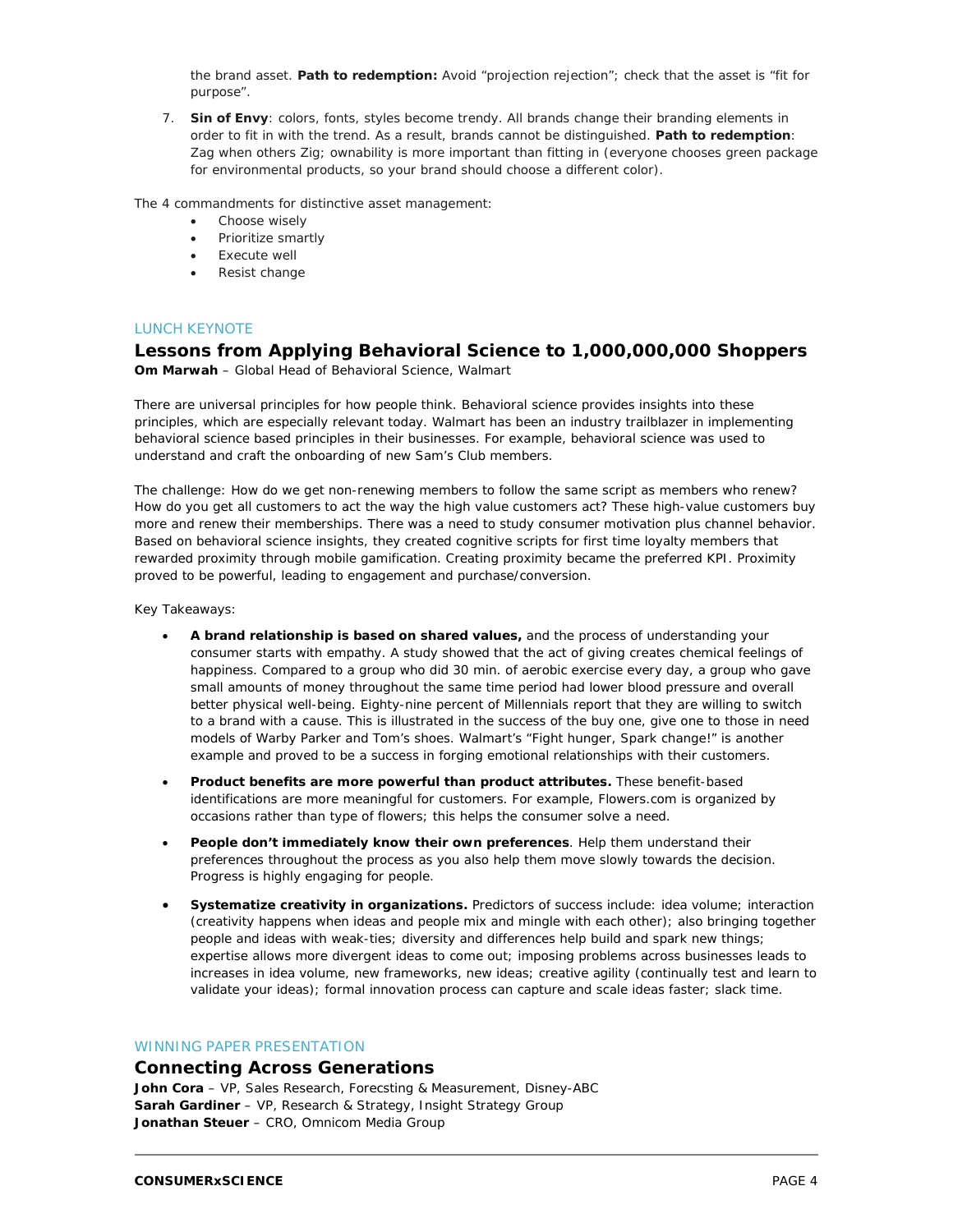the brand asset. **Path to redemption:** Avoid "projection rejection"; check that the asset is "fit for purpose".

7. **Sin of Envy**: colors, fonts, styles become trendy. All brands change their branding elements in order to fit in with the trend. As a result, brands cannot be distinguished. **Path to redemption**: Zag when others Zig; ownability is more important than fitting in (everyone chooses green package for environmental products, so your brand should choose a different color).

The 4 commandments for distinctive asset management:

- Choose wisely
- Prioritize smartly
- Execute well
- Resist change

LUNCH KEYNOTE

## Lessons from Applying Behavioral Science to 1,000,000,000 Shoppers

**Om Marwah** – Global Head of Behavioral Science, Walmart

There are universal principles for how people think. Behavioral science provides insights into these principles, which are especially relevant today. Walmart has been an industry trailblazer in implementing behavioral science based principles in their businesses. For example, behavioral science was used to understand and craft the onboarding of new Sam's Club members.

The challenge: How do we get non-renewing members to follow the same script as members who renew? How do you get all customers to act the way the high value customers act? These high-value customers buy more and renew their memberships. There was a need to study consumer motivation plus channel behavior. Based on behavioral science insights, they created cognitive scripts for first time loyalty members that rewarded proximity through mobile gamification. Creating proximity became the preferred KPI. Proximity proved to be powerful, leading to engagement and purchase/conversion.

Key Takeaways:

- **A brand relationship is based on shared values,** and the process of understanding your consumer starts with empathy. A study showed that the act of giving creates chemical feelings of happiness. Compared to a group who did 30 min. of aerobic exercise every day, a group who gave small amounts of money throughout the same time period had lower blood pressure and overall better physical well-being. Eighty-nine percent of Millennials report that they are willing to switch to a brand with a cause. This is illustrated in the success of the buy one, give one to those in need models of Warby Parker and Tom's shoes. Walmart's "Fight hunger, Spark change!" is another example and proved to be a success in forging emotional relationships with their customers.

- **Product benefits are more powerful than product attributes.** These benefit-based identifications are more meaningful for customers. For example, Flowers.com is organized by occasions rather than type of flowers; this helps the consumer solve a need.

- **People don't immediately know their own preferences**. Help them understand their preferences throughout the process as you also help them move slowly towards the decision. Progress is highly engaging for people.

- **Systematize creativity in organizations.** Predictors of success include: idea volume; interaction (creativity happens when ideas and people mix and mingle with each other); also bringing together people and ideas with weak-ties; diversity and differences help build and spark new things; expertise allows more divergent ideas to come out; imposing problems across businesses leads to increases in idea volume, new frameworks, new ideas; creative agility (continually test and learn to validate your ideas); formal innovation process can capture and scale ideas faster; slack time.

WINNING PAPER PRESENTATION

## Connecting Across Generations

**John Cora** – VP, Sales Research, Forecsting & Measurement, Disney-ABC
**Sarah Gardiner** – VP, Research & Strategy, Insight Strategy Group
**Jonathan Steuer** – CRO, Omnicom Media Group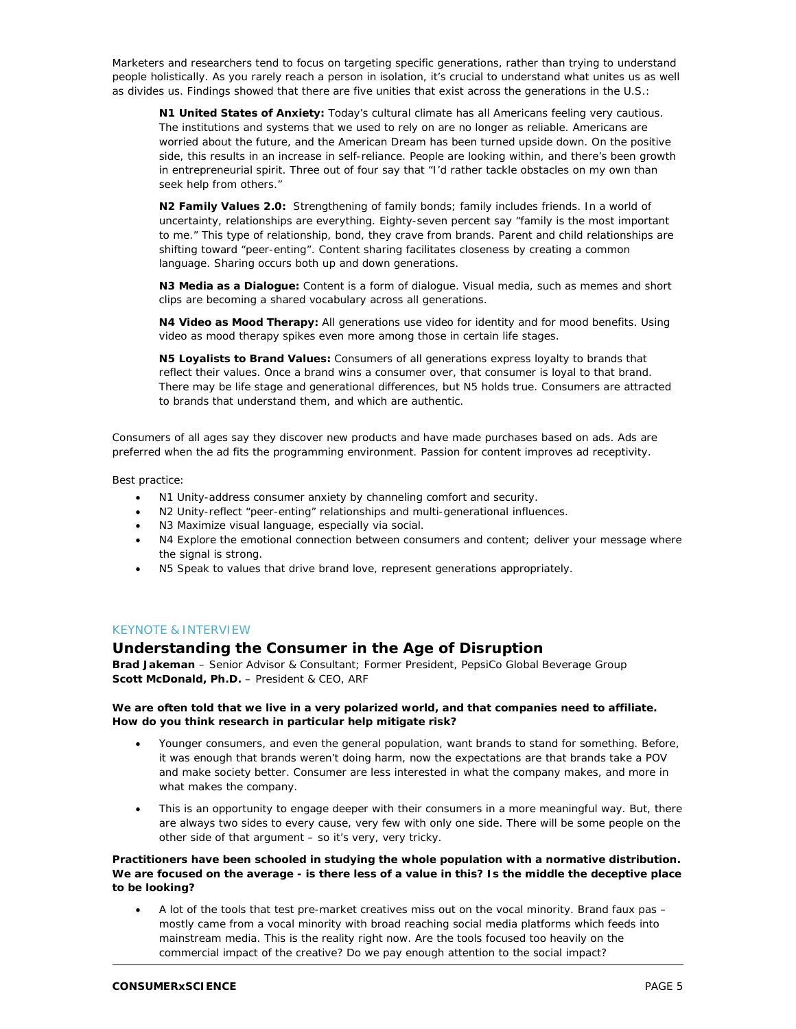Marketers and researchers tend to focus on targeting specific generations, rather than trying to understand people holistically. As you rarely reach a person in isolation, it's crucial to understand what unites us as well as divides us. Findings showed that there are five unities that exist across the generations in the U.S.:

> **N1 United States of Anxiety:** Today's cultural climate has all Americans feeling very cautious. The institutions and systems that we used to rely on are no longer as reliable. Americans are worried about the future, and the American Dream has been turned upside down. On the positive side, this results in an increase in self-reliance. People are looking within, and there's been growth in entrepreneurial spirit. Three out of four say that "I'd rather tackle obstacles on my own than seek help from others."
>
> **N2 Family Values 2.0:** Strengthening of family bonds; family includes friends. In a world of uncertainty, relationships are everything. Eighty-seven percent say "family is the most important to me." This type of relationship, bond, they crave from brands. Parent and child relationships are shifting toward "peer-enting". Content sharing facilitates closeness by creating a common language. Sharing occurs both up and down generations.
>
> **N3 Media as a Dialogue:** Content is a form of dialogue. Visual media, such as memes and short clips are becoming a shared vocabulary across all generations.
>
> **N4 Video as Mood Therapy:** All generations use video for identity and for mood benefits. Using video as mood therapy spikes even more among those in certain life stages.
>
> **N5 Loyalists to Brand Values:** Consumers of all generations express loyalty to brands that reflect their values. Once a brand wins a consumer over, that consumer is loyal to that brand. There may be life stage and generational differences, but N5 holds true. Consumers are attracted to brands that understand them, and which are authentic.

Consumers of all ages say they discover new products and have made purchases based on ads. Ads are preferred when the ad fits the programming environment. Passion for content improves ad receptivity.

Best practice:

- N1 Unity-address consumer anxiety by channeling comfort and security.
- N2 Unity-reflect "peer-enting" relationships and multi-generational influences.
- N3 Maximize visual language, especially via social.
- N4 Explore the emotional connection between consumers and content; deliver your message where the signal is strong.
- N5 Speak to values that drive brand love, represent generations appropriately.

KEYNOTE & INTERVIEW

## Understanding the Consumer in the Age of Disruption

**Brad Jakeman** – Senior Advisor & Consultant; Former President, PepsiCo Global Beverage Group
**Scott McDonald, Ph.D.** – President & CEO, ARF

**We are often told that we live in a very polarized world, and that companies need to affiliate. How do you think research in particular help mitigate risk?**

- Younger consumers, and even the general population, want brands to stand for something. Before, it was enough that brands weren't doing harm, now the expectations are that brands take a POV and make society better. Consumer are less interested in what the company makes, and more in what makes the company.
- This is an opportunity to engage deeper with their consumers in a more meaningful way. But, there are always two sides to every cause, very few with only one side. There will be some people on the other side of that argument – so it's very, very tricky.

**Practitioners have been schooled in studying the whole population with a normative distribution. We are focused on the average - is there less of a value in this? Is the middle the deceptive place to be looking?**

- A lot of the tools that test pre-market creatives miss out on the vocal minority. Brand faux pas – mostly came from a vocal minority with broad reaching social media platforms which feeds into mainstream media. This is the reality right now. Are the tools focused too heavily on the commercial impact of the creative? Do we pay enough attention to the social impact?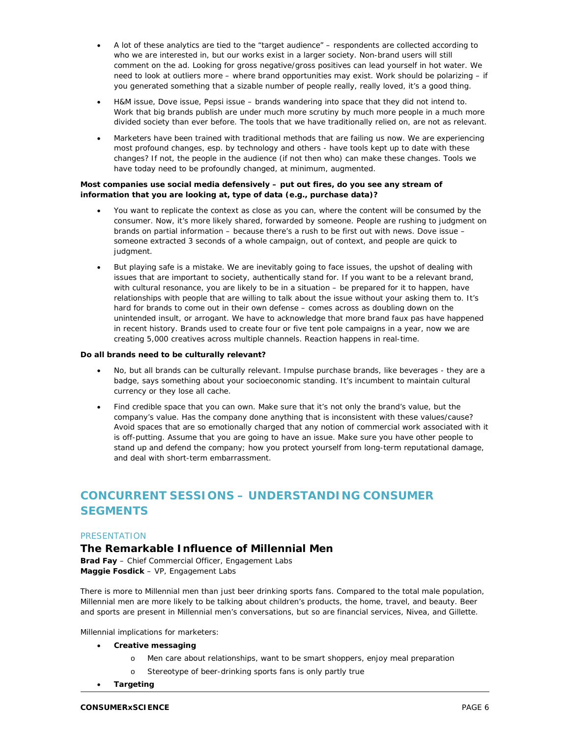- A lot of these analytics are tied to the "target audience" – respondents are collected according to who we are interested in, but our works exist in a larger society. Non-brand users will still comment on the ad. Looking for gross negative/gross positives can lead yourself in hot water. We need to look at outliers more – where brand opportunities may exist. Work should be polarizing – if you generated something that a sizable number of people really, really loved, it's a good thing.
- H&M issue, Dove issue, Pepsi issue – brands wandering into space that they did not intend to. Work that big brands publish are under much more scrutiny by much more people in a much more divided society than ever before. The tools that we have traditionally relied on, are not as relevant.
- Marketers have been trained with traditional methods that are failing us now. We are experiencing most profound changes, esp. by technology and others - have tools kept up to date with these changes? If not, the people in the audience (if not then who) can make these changes. Tools we have today need to be profoundly changed, at minimum, augmented.

**Most companies use social media defensively – put out fires, do you see any stream of information that you are looking at, type of data (e.g., purchase data)?**

- You want to replicate the context as close as you can, where the content will be consumed by the consumer. Now, it's more likely shared, forwarded by someone. People are rushing to judgment on brands on partial information – because there's a rush to be first out with news. Dove issue – someone extracted 3 seconds of a whole campaign, out of context, and people are quick to judgment.
- But playing safe is a mistake. We are inevitably going to face issues, the upshot of dealing with issues that are important to society, authentically stand for. If you want to be a relevant brand, with cultural resonance, you are likely to be in a situation – be prepared for it to happen, have relationships with people that are willing to talk about the issue without your asking them to. It's hard for brands to come out in their own defense – comes across as doubling down on the unintended insult, or arrogant. We have to acknowledge that more brand faux pas have happened in recent history. Brands used to create four or five tent pole campaigns in a year, now we are creating 5,000 creatives across multiple channels. Reaction happens in real-time.

**Do all brands need to be culturally relevant?**

- No, but all brands can be culturally relevant. Impulse purchase brands, like beverages - they are a badge, says something about your socioeconomic standing. It's incumbent to maintain cultural currency or they lose all cache.
- Find credible space that you can own. Make sure that it's not only the brand's value, but the company's value. Has the company done anything that is inconsistent with these values/cause? Avoid spaces that are so emotionally charged that any notion of commercial work associated with it is off-putting. Assume that you are going to have an issue. Make sure you have other people to stand up and defend the company; how you protect yourself from long-term reputational damage, and deal with short-term embarrassment.

## CONCURRENT SESSIONS – UNDERSTANDING CONSUMER SEGMENTS

PRESENTATION

### The Remarkable Influence of Millennial Men

**Brad Fay** – Chief Commercial Officer, Engagement Labs
**Maggie Fosdick** – VP, Engagement Labs

There is more to Millennial men than just beer drinking sports fans. Compared to the total male population, Millennial men are more likely to be talking about children's products, the home, travel, and beauty. Beer and sports are present in Millennial men's conversations, but so are financial services, Nivea, and Gillette.

Millennial implications for marketers:

- **Creative messaging**
  - Men care about relationships, want to be smart shoppers, enjoy meal preparation
  - Stereotype of beer-drinking sports fans is only partly true
- **Targeting**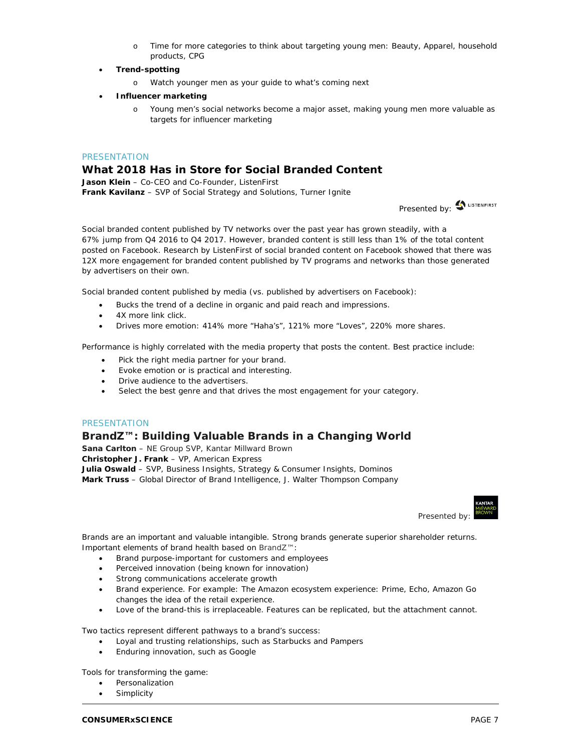- Time for more categories to think about targeting young men: Beauty, Apparel, household products, CPG
- **Trend-spotting**
    - Watch younger men as your guide to what's coming next
- **Influencer marketing**
    - Young men's social networks become a major asset, making young men more valuable as targets for influencer marketing

PRESENTATION

## What 2018 Has in Store for Social Branded Content

**Jason Klein** – Co-CEO and Co-Founder, ListenFirst
**Frank Kavilanz** – SVP of Social Strategy and Solutions, Turner Ignite

Presented by: LISTENFIRST

Social branded content published by TV networks over the past year has grown steadily, with a 67% jump from Q4 2016 to Q4 2017. However, branded content is still less than 1% of the total content posted on Facebook. Research by ListenFirst of social branded content on Facebook showed that there was 12X more engagement for branded content published by TV programs and networks than those generated by advertisers on their own.

Social branded content published by media (vs. published by advertisers on Facebook):

- Bucks the trend of a decline in organic and paid reach and impressions.
- 4X more link click.
- Drives more emotion: 414% more "Haha's", 121% more "Loves", 220% more shares.

Performance is highly correlated with the media property that posts the content. Best practice include:

- Pick the right media partner for your brand.
- Evoke emotion or is practical and interesting.
- Drive audience to the advertisers.
- Select the best genre and that drives the most engagement for your category.

PRESENTATION

## BrandZ™: Building Valuable Brands in a Changing World

**Sana Carlton** – NE Group SVP, Kantar Millward Brown
**Christopher J. Frank** – VP, American Express
**Julia Oswald** – SVP, Business Insights, Strategy & Consumer Insights, Dominos
**Mark Truss** – Global Director of Brand Intelligence, J. Walter Thompson Company

Presented by: KANTAR MILLWARD BROWN

Brands are an important and valuable intangible. Strong brands generate superior shareholder returns. Important elements of brand health based on BrandZ™:

- Brand purpose-important for customers and employees
- Perceived innovation (being known for innovation)
- Strong communications accelerate growth
- Brand experience. For example: The Amazon ecosystem experience: Prime, Echo, Amazon Go changes the idea of the retail experience.
- Love of the brand-this is irreplaceable. Features can be replicated, but the attachment cannot.

Two tactics represent different pathways to a brand's success:

- Loyal and trusting relationships, such as Starbucks and Pampers
- Enduring innovation, such as Google

Tools for transforming the game:

- Personalization
- Simplicity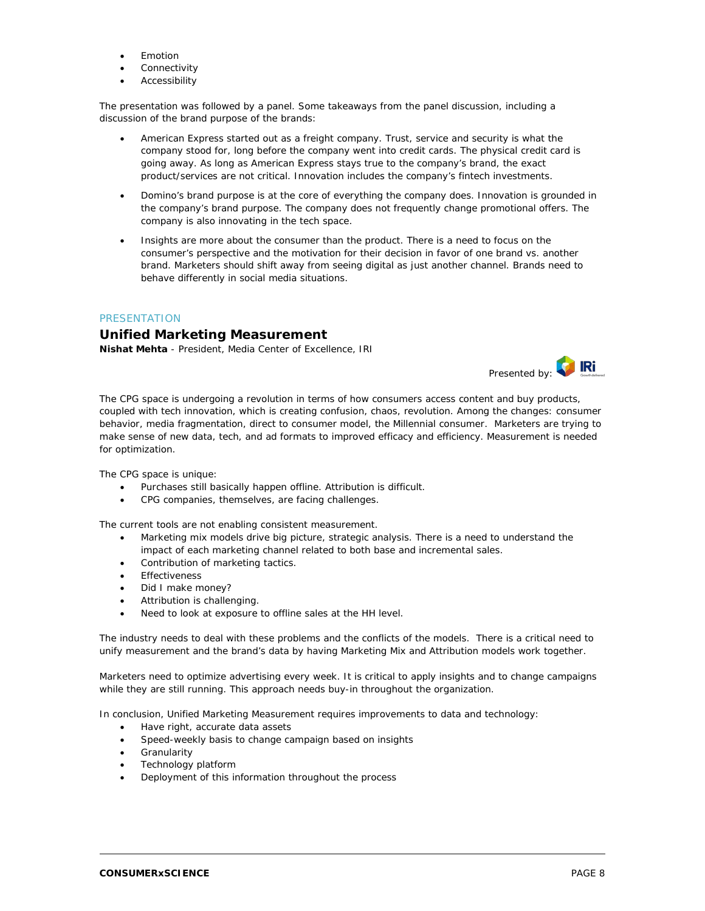- Emotion
- Connectivity
- Accessibility

The presentation was followed by a panel. Some takeaways from the panel discussion, including a discussion of the brand purpose of the brands:

- American Express started out as a freight company. Trust, service and security is what the company stood for, long before the company went into credit cards. The physical credit card is going away. As long as American Express stays true to the company's brand, the exact product/services are not critical. Innovation includes the company's fintech investments.
- Domino's brand purpose is at the core of everything the company does. Innovation is grounded in the company's brand purpose. The company does not frequently change promotional offers. The company is also innovating in the tech space.
- Insights are more about the consumer than the product. There is a need to focus on the consumer's perspective and the motivation for their decision in favor of one brand vs. another brand. Marketers should shift away from seeing digital as just another channel. Brands need to behave differently in social media situations.

PRESENTATION

## Unified Marketing Measurement

**Nishat Mehta** - President, Media Center of Excellence, IRI

Presented by: IRI

The CPG space is undergoing a revolution in terms of how consumers access content and buy products, coupled with tech innovation, which is creating confusion, chaos, revolution. Among the changes: consumer behavior, media fragmentation, direct to consumer model, the Millennial consumer. Marketers are trying to make sense of new data, tech, and ad formats to improved efficacy and efficiency. Measurement is needed for optimization.

The CPG space is unique:

- Purchases still basically happen offline. Attribution is difficult.
- CPG companies, themselves, are facing challenges.

The current tools are not enabling consistent measurement.

- Marketing mix models drive big picture, strategic analysis. There is a need to understand the impact of each marketing channel related to both base and incremental sales.
- Contribution of marketing tactics.
- Effectiveness
- Did I make money?
- Attribution is challenging.
- Need to look at exposure to offline sales at the HH level.

The industry needs to deal with these problems and the conflicts of the models. There is a critical need to unify measurement and the brand's data by having Marketing Mix and Attribution models work together.

Marketers need to optimize advertising every week. It is critical to apply insights and to change campaigns while they are still running. This approach needs buy-in throughout the organization.

In conclusion, Unified Marketing Measurement requires improvements to data and technology:

- Have right, accurate data assets
- Speed-weekly basis to change campaign based on insights
- Granularity
- Technology platform
- Deployment of this information throughout the process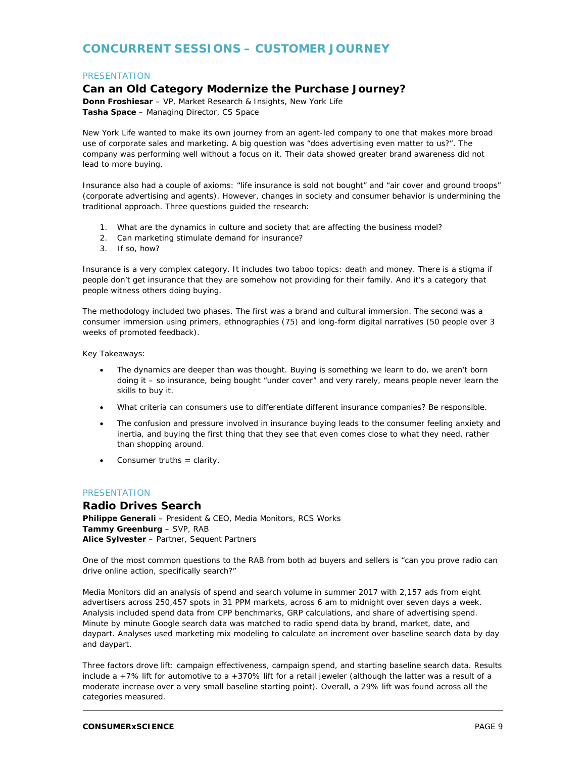# CONCURRENT SESSIONS – CUSTOMER JOURNEY

PRESENTATION

## Can an Old Category Modernize the Purchase Journey?

**Donn Froshiesar** – VP, Market Research & Insights, New York Life
**Tasha Space** – Managing Director, CS Space

New York Life wanted to make its own journey from an agent-led company to one that makes more broad use of corporate sales and marketing. A big question was "does advertising even matter to us?". The company was performing well without a focus on it. Their data showed greater brand awareness did not lead to more buying.

Insurance also had a couple of axioms: "life insurance is sold not bought" and "air cover and ground troops" (corporate advertising and agents). However, changes in society and consumer behavior is undermining the traditional approach. Three questions guided the research:

1. What are the dynamics in culture and society that are affecting the business model?
2. Can marketing stimulate demand for insurance?
3. If so, how?

Insurance is a very complex category. It includes two taboo topics: death and money. There is a stigma if people don't get insurance that they are somehow not providing for their family. And it's a category that people witness others doing buying.

The methodology included two phases. The first was a brand and cultural immersion. The second was a consumer immersion using primers, ethnographies (75) and long-form digital narratives (50 people over 3 weeks of promoted feedback).

Key Takeaways:

- The dynamics are deeper than was thought. Buying is something we learn to do, we aren't born doing it – so insurance, being bought "under cover" and very rarely, means people never learn the skills to buy it.
- What criteria can consumers use to differentiate different insurance companies? Be responsible.
- The confusion and pressure involved in insurance buying leads to the consumer feeling anxiety and inertia, and buying the first thing that they see that even comes close to what they need, rather than shopping around.
- Consumer truths = clarity.

PRESENTATION

## Radio Drives Search

**Philippe Generali** – President & CEO, Media Monitors, RCS Works
**Tammy Greenburg** – SVP, RAB
**Alice Sylvester** – Partner, Sequent Partners

One of the most common questions to the RAB from both ad buyers and sellers is "can you prove radio can drive online action, specifically search?"

Media Monitors did an analysis of spend and search volume in summer 2017 with 2,157 ads from eight advertisers across 250,457 spots in 31 PPM markets, across 6 am to midnight over seven days a week. Analysis included spend data from CPP benchmarks, GRP calculations, and share of advertising spend. Minute by minute Google search data was matched to radio spend data by brand, market, date, and daypart. Analyses used marketing mix modeling to calculate an increment over baseline search data by day and daypart.

Three factors drove lift: campaign effectiveness, campaign spend, and starting baseline search data. Results include a +7% lift for automotive to a +370% lift for a retail jeweler (although the latter was a result of a moderate increase over a very small baseline starting point). Overall, a 29% lift was found across all the categories measured.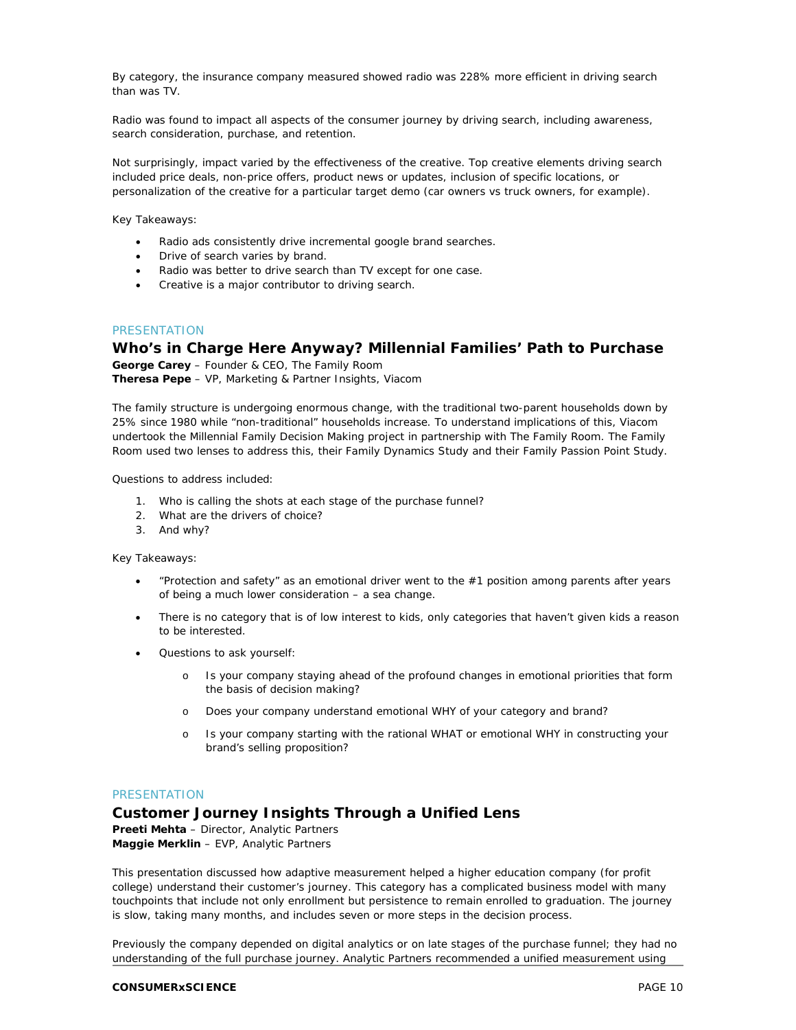By category, the insurance company measured showed radio was 228% more efficient in driving search than was TV.

Radio was found to impact all aspects of the consumer journey by driving search, including awareness, search consideration, purchase, and retention.

Not surprisingly, impact varied by the effectiveness of the creative. Top creative elements driving search included price deals, non-price offers, product news or updates, inclusion of specific locations, or personalization of the creative for a particular target demo (car owners vs truck owners, for example).

Key Takeaways:

- Radio ads consistently drive incremental google brand searches.
- Drive of search varies by brand.
- Radio was better to drive search than TV except for one case.
- Creative is a major contributor to driving search.

PRESENTATION

## Who's in Charge Here Anyway? Millennial Families' Path to Purchase

**George Carey** – Founder & CEO, The Family Room
**Theresa Pepe** – VP, Marketing & Partner Insights, Viacom

The family structure is undergoing enormous change, with the traditional two-parent households down by 25% since 1980 while "non-traditional" households increase. To understand implications of this, Viacom undertook the Millennial Family Decision Making project in partnership with The Family Room. The Family Room used two lenses to address this, their Family Dynamics Study and their Family Passion Point Study.

Questions to address included:

1. Who is calling the shots at each stage of the purchase funnel?
2. What are the drivers of choice?
3. And why?

Key Takeaways:

- "Protection and safety" as an emotional driver went to the #1 position among parents after years of being a much lower consideration – a sea change.
- There is no category that is of low interest to kids, only categories that haven't given kids a reason to be interested.
- Questions to ask yourself:
  - Is your company staying ahead of the profound changes in emotional priorities that form the basis of decision making?
  - Does your company understand emotional WHY of your category and brand?
  - Is your company starting with the rational WHAT or emotional WHY in constructing your brand's selling proposition?

PRESENTATION

## Customer Journey Insights Through a Unified Lens

**Preeti Mehta** – Director, Analytic Partners
**Maggie Merklin** – EVP, Analytic Partners

This presentation discussed how adaptive measurement helped a higher education company (for profit college) understand their customer's journey. This category has a complicated business model with many touchpoints that include not only enrollment but persistence to remain enrolled to graduation. The journey is slow, taking many months, and includes seven or more steps in the decision process.

Previously the company depended on digital analytics or on late stages of the purchase funnel; they had no understanding of the full purchase journey. Analytic Partners recommended a unified measurement using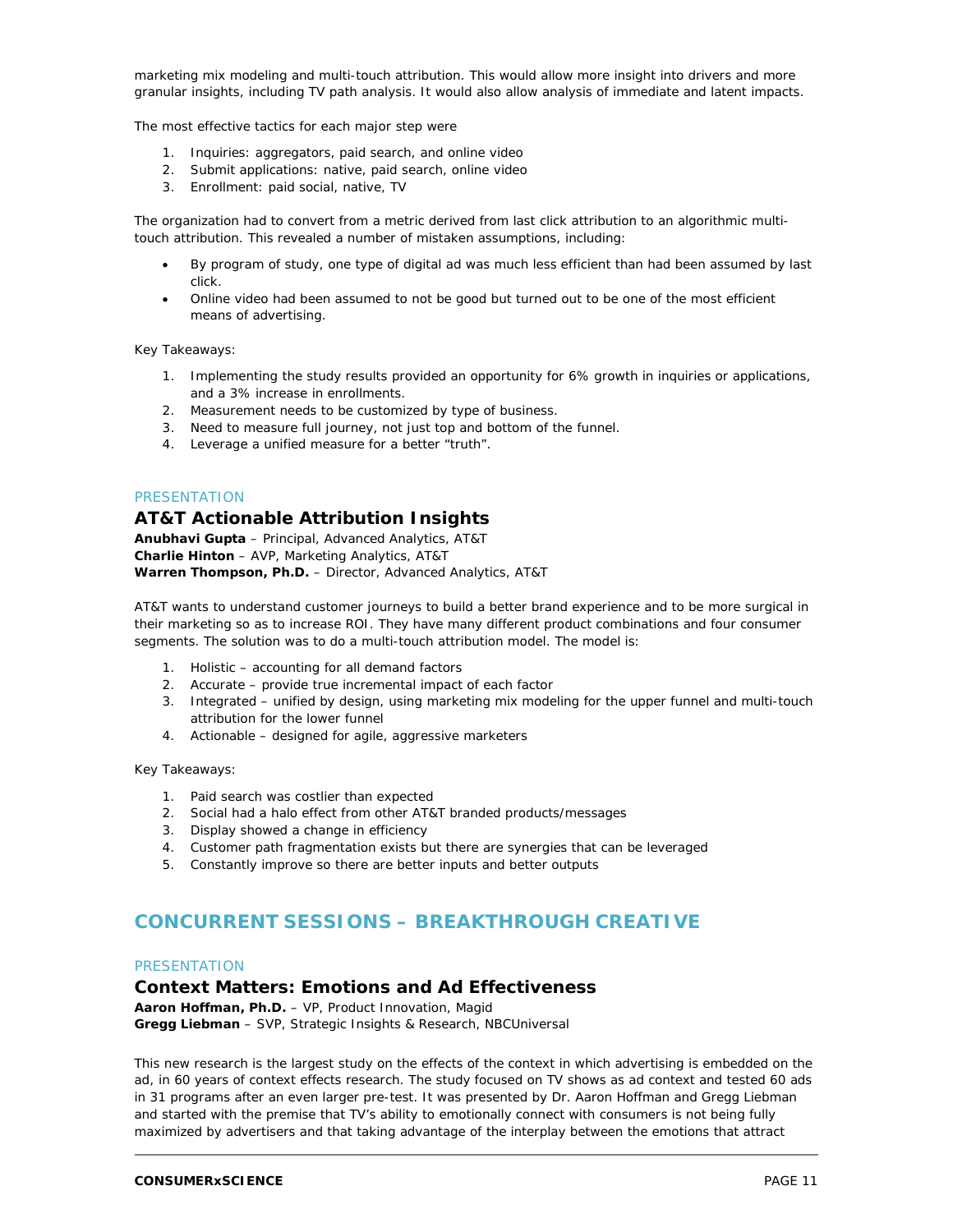marketing mix modeling and multi-touch attribution. This would allow more insight into drivers and more granular insights, including TV path analysis. It would also allow analysis of immediate and latent impacts.

The most effective tactics for each major step were

1. Inquiries: aggregators, paid search, and online video
2. Submit applications: native, paid search, online video
3. Enrollment: paid social, native, TV

The organization had to convert from a metric derived from last click attribution to an algorithmic multi-touch attribution. This revealed a number of mistaken assumptions, including:

- By program of study, one type of digital ad was much less efficient than had been assumed by last click.
- Online video had been assumed to not be good but turned out to be one of the most efficient means of advertising.

Key Takeaways:

1. Implementing the study results provided an opportunity for 6% growth in inquiries or applications, and a 3% increase in enrollments.
2. Measurement needs to be customized by type of business.
3. Need to measure full journey, not just top and bottom of the funnel.
4. Leverage a unified measure for a better "truth".

PRESENTATION

### AT&T Actionable Attribution Insights

**Anubhavi Gupta** – Principal, Advanced Analytics, AT&T
**Charlie Hinton** – AVP, Marketing Analytics, AT&T
**Warren Thompson, Ph.D.** – Director, Advanced Analytics, AT&T

AT&T wants to understand customer journeys to build a better brand experience and to be more surgical in their marketing so as to increase ROI. They have many different product combinations and four consumer segments. The solution was to do a multi-touch attribution model. The model is:

1. Holistic – accounting for all demand factors
2. Accurate – provide true incremental impact of each factor
3. Integrated – unified by design, using marketing mix modeling for the upper funnel and multi-touch attribution for the lower funnel
4. Actionable – designed for agile, aggressive marketers

Key Takeaways:

1. Paid search was costlier than expected
2. Social had a halo effect from other AT&T branded products/messages
3. Display showed a change in efficiency
4. Customer path fragmentation exists but there are synergies that can be leveraged
5. Constantly improve so there are better inputs and better outputs

## CONCURRENT SESSIONS – BREAKTHROUGH CREATIVE

PRESENTATION

### Context Matters: Emotions and Ad Effectiveness

**Aaron Hoffman, Ph.D.** – VP, Product Innovation, Magid
**Gregg Liebman** – SVP, Strategic Insights & Research, NBCUniversal

This new research is the largest study on the effects of the context in which advertising is embedded on the ad, in 60 years of context effects research. The study focused on TV shows as ad context and tested 60 ads in 31 programs after an even larger pre-test. It was presented by Dr. Aaron Hoffman and Gregg Liebman and started with the premise that TV's ability to emotionally connect with consumers is not being fully maximized by advertisers and that taking advantage of the interplay between the emotions that attract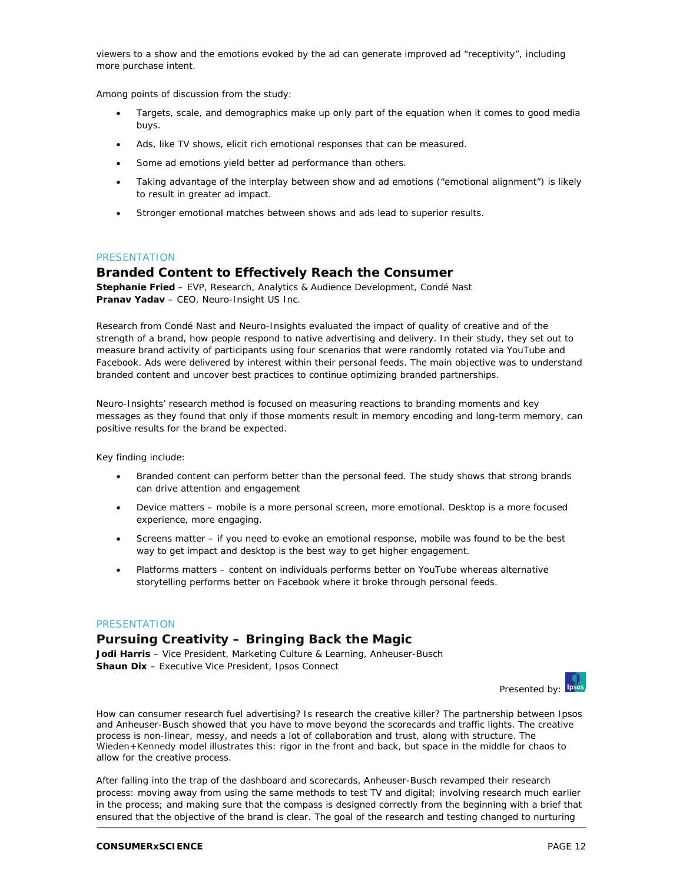viewers to a show and the emotions evoked by the ad can generate improved ad "receptivity", including more purchase intent.

Among points of discussion from the study:

- Targets, scale, and demographics make up only part of the equation when it comes to good media buys.
- Ads, like TV shows, elicit rich emotional responses that can be measured.
- Some ad emotions yield better ad performance than others.
- Taking advantage of the interplay between show and ad emotions ("emotional alignment") is likely to result in greater ad impact.
- Stronger emotional matches between shows and ads lead to superior results.

PRESENTATION

## Branded Content to Effectively Reach the Consumer

**Stephanie Fried** – EVP, Research, Analytics & Audience Development, Condé Nast
**Pranav Yadav** – CEO, Neuro-Insight US Inc.

Research from Condé Nast and Neuro-Insights evaluated the impact of quality of creative and of the strength of a brand, how people respond to native advertising and delivery. In their study, they set out to measure brand activity of participants using four scenarios that were randomly rotated via YouTube and Facebook. Ads were delivered by interest within their personal feeds. The main objective was to understand branded content and uncover best practices to continue optimizing branded partnerships.

Neuro-Insights' research method is focused on measuring reactions to branding moments and key messages as they found that only if those moments result in memory encoding and long-term memory, can positive results for the brand be expected.

Key finding include:

- Branded content can perform better than the personal feed. The study shows that strong brands can drive attention and engagement
- Device matters – mobile is a more personal screen, more emotional. Desktop is a more focused experience, more engaging.
- Screens matter – if you need to evoke an emotional response, mobile was found to be the best way to get impact and desktop is the best way to get higher engagement.
- Platforms matters – content on individuals performs better on YouTube whereas alternative storytelling performs better on Facebook where it broke through personal feeds.

PRESENTATION

## Pursuing Creativity – Bringing Back the Magic

**Jodi Harris** – Vice President, Marketing Culture & Learning, Anheuser-Busch
**Shaun Dix** – Executive Vice President, Ipsos Connect

Presented by: Ipsos

How can consumer research fuel advertising? Is research the creative killer? The partnership between Ipsos and Anheuser-Busch showed that you have to move beyond the scorecards and traffic lights. The creative process is non-linear, messy, and needs a lot of collaboration and trust, along with structure. The Wieden+Kennedy model illustrates this: rigor in the front and back, but space in the middle for chaos to allow for the creative process.

After falling into the trap of the dashboard and scorecards, Anheuser-Busch revamped their research process: moving away from using the same methods to test TV and digital; involving research much earlier in the process; and making sure that the compass is designed correctly from the beginning with a brief that ensured that the objective of the brand is clear. The goal of the research and testing changed to nurturing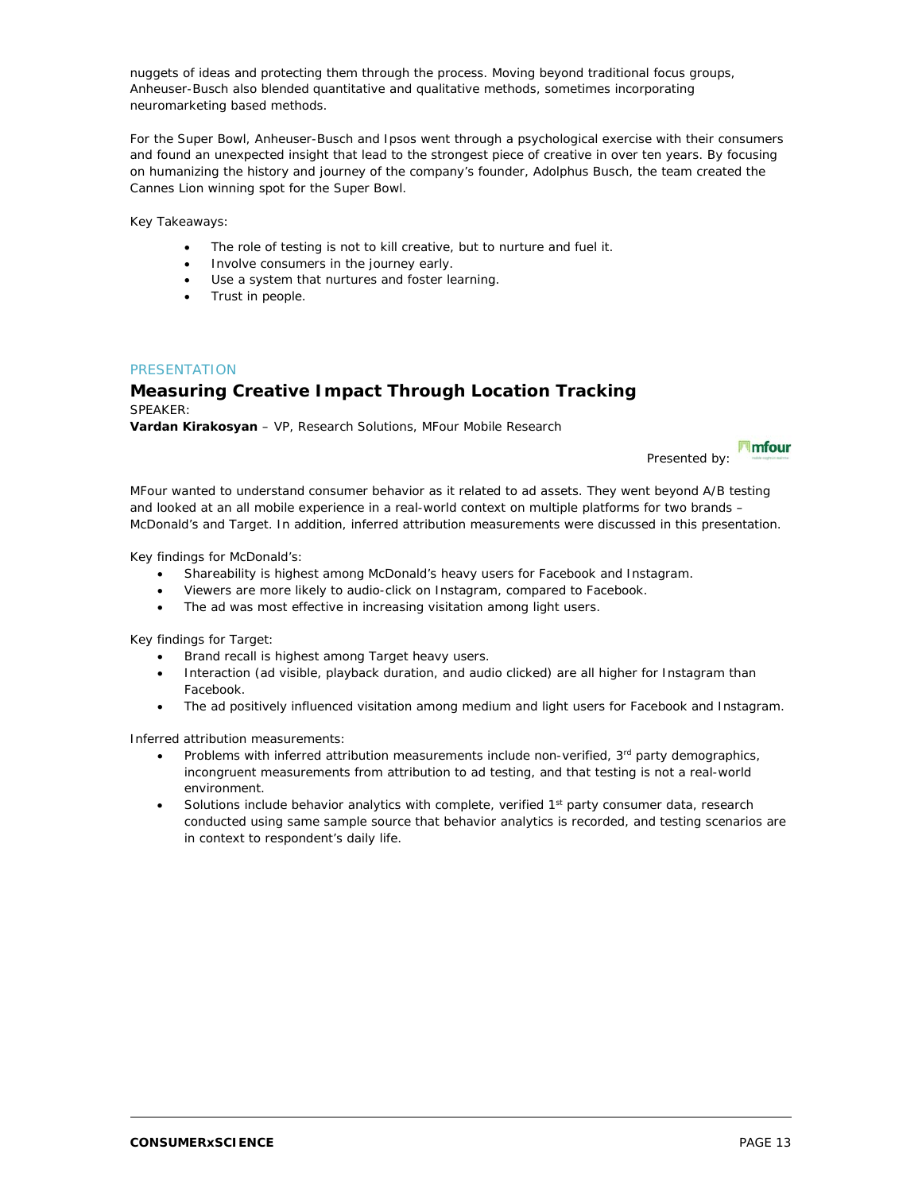nuggets of ideas and protecting them through the process. Moving beyond traditional focus groups, Anheuser-Busch also blended quantitative and qualitative methods, sometimes incorporating neuromarketing based methods.

For the Super Bowl, Anheuser-Busch and Ipsos went through a psychological exercise with their consumers and found an unexpected insight that lead to the strongest piece of creative in over ten years. By focusing on humanizing the history and journey of the company's founder, Adolphus Busch, the team created the Cannes Lion winning spot for the Super Bowl.

Key Takeaways:

- The role of testing is not to kill creative, but to nurture and fuel it.
- Involve consumers in the journey early.
- Use a system that nurtures and foster learning.
- Trust in people.

PRESENTATION

## Measuring Creative Impact Through Location Tracking

SPEAKER:

**Vardan Kirakosyan** – VP, Research Solutions, MFour Mobile Research

Presented by: mfour

MFour wanted to understand consumer behavior as it related to ad assets. They went beyond A/B testing and looked at an all mobile experience in a real-world context on multiple platforms for two brands – McDonald's and Target. In addition, inferred attribution measurements were discussed in this presentation.

Key findings for McDonald's:

- Shareability is highest among McDonald's heavy users for Facebook and Instagram.
- Viewers are more likely to audio-click on Instagram, compared to Facebook.
- The ad was most effective in increasing visitation among light users.

Key findings for Target:

- Brand recall is highest among Target heavy users.
- Interaction (ad visible, playback duration, and audio clicked) are all higher for Instagram than Facebook.
- The ad positively influenced visitation among medium and light users for Facebook and Instagram.

Inferred attribution measurements:

- Problems with inferred attribution measurements include non-verified, 3rd party demographics, incongruent measurements from attribution to ad testing, and that testing is not a real-world environment.
- Solutions include behavior analytics with complete, verified 1st party consumer data, research conducted using same sample source that behavior analytics is recorded, and testing scenarios are in context to respondent's daily life.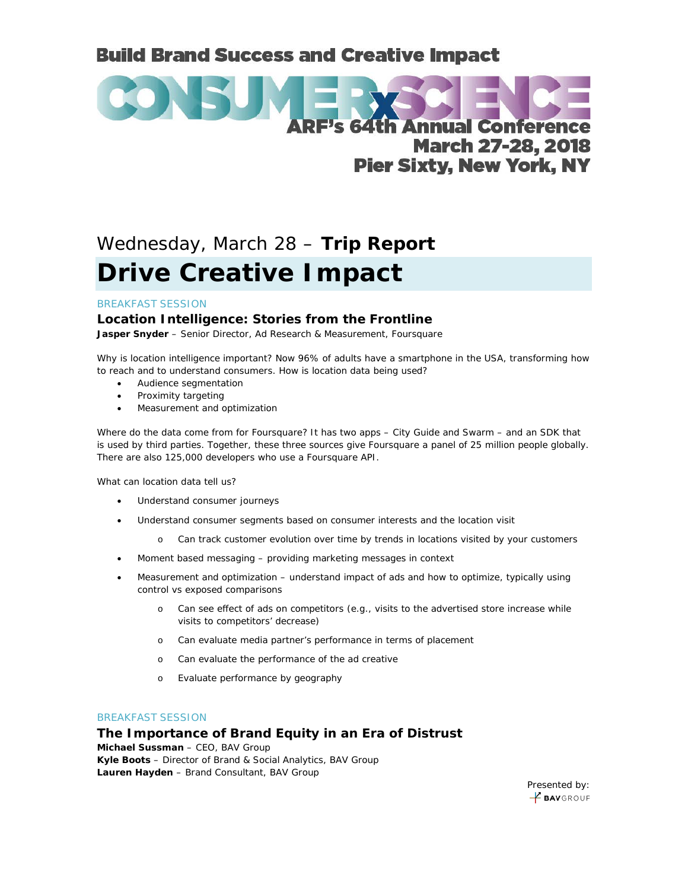Build Brand Success and Creative Impact

CONSUMERxSCIENCE

ARF's 64th Annual Conference
March 27-28, 2018
Pier Sixty, New York, NY

# Wednesday, March 28 – **Trip Report**

# Drive Creative Impact

BREAKFAST SESSION

### Location Intelligence: Stories from the Frontline

**Jasper Snyder** – Senior Director, Ad Research & Measurement, Foursquare

Why is location intelligence important? Now 96% of adults have a smartphone in the USA, transforming how to reach and to understand consumers. How is location data being used?

- Audience segmentation
- Proximity targeting
- Measurement and optimization

Where do the data come from for Foursquare? It has two apps – City Guide and Swarm – and an SDK that is used by third parties. Together, these three sources give Foursquare a panel of 25 million people globally. There are also 125,000 developers who use a Foursquare API.

What can location data tell us?

- Understand consumer journeys
- Understand consumer segments based on consumer interests and the location visit
    - Can track customer evolution over time by trends in locations visited by your customers
- Moment based messaging – providing marketing messages in context
- Measurement and optimization – understand impact of ads and how to optimize, typically using control vs exposed comparisons
    - Can see effect of ads on competitors (e.g., visits to the advertised store increase while visits to competitors' decrease)
    - Can evaluate media partner's performance in terms of placement
    - Can evaluate the performance of the ad creative
    - Evaluate performance by geography

BREAKFAST SESSION

### The Importance of Brand Equity in an Era of Distrust

**Michael Sussman** – CEO, BAV Group
**Kyle Boots** – Director of Brand & Social Analytics, BAV Group
**Lauren Hayden** – Brand Consultant, BAV Group

Presented by: BAVGROUP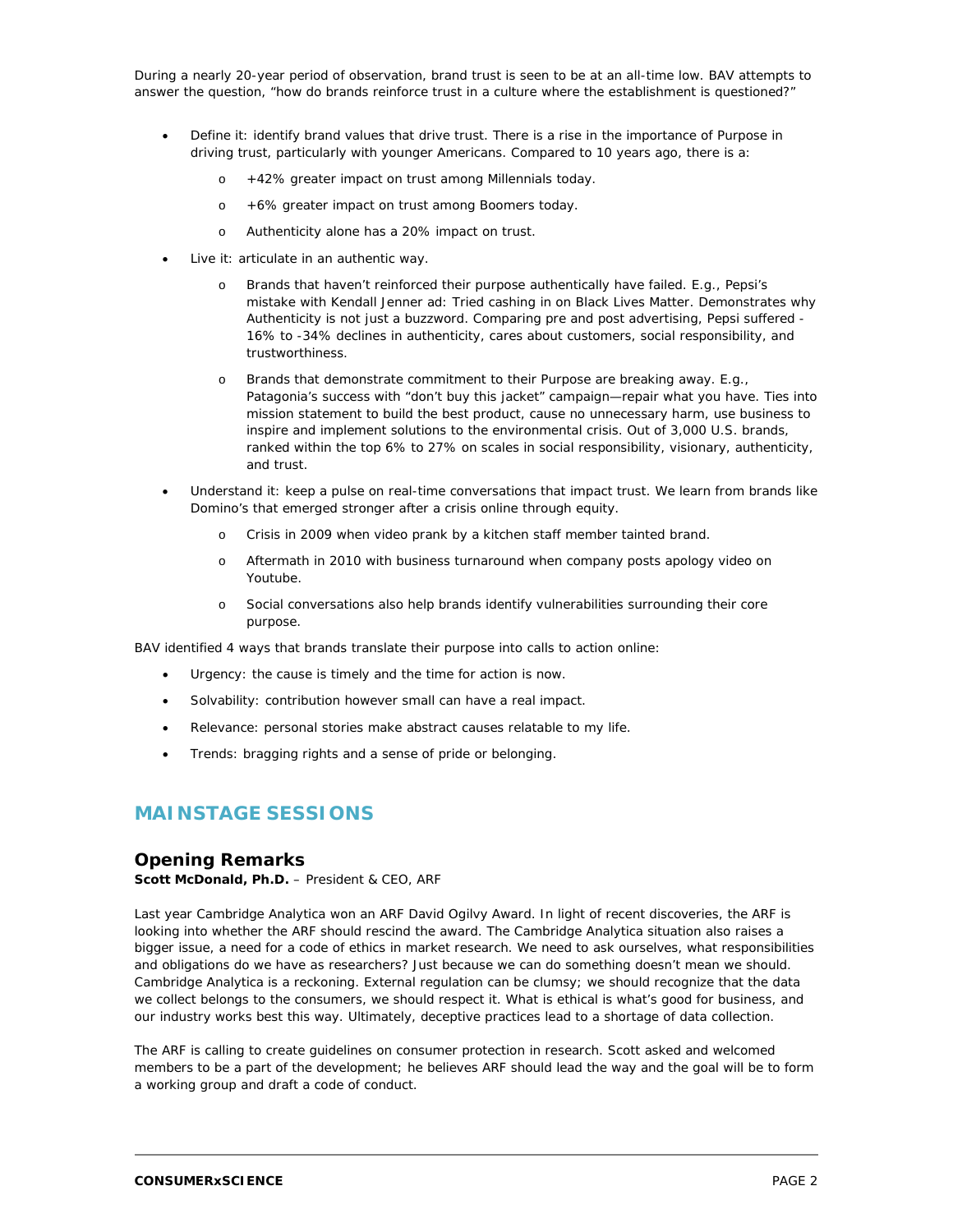During a nearly 20-year period of observation, brand trust is seen to be at an all-time low. BAV attempts to answer the question, "how do brands reinforce trust in a culture where the establishment is questioned?"

- Define it: identify brand values that drive trust. There is a rise in the importance of Purpose in driving trust, particularly with younger Americans. Compared to 10 years ago, there is a:
    - +42% greater impact on trust among Millennials today.
    - +6% greater impact on trust among Boomers today.
    - Authenticity alone has a 20% impact on trust.
- Live it: articulate in an authentic way.
    - Brands that haven't reinforced their purpose authentically have failed. E.g., Pepsi's mistake with Kendall Jenner ad: Tried cashing in on Black Lives Matter. Demonstrates why Authenticity is not just a buzzword. Comparing pre and post advertising, Pepsi suffered -16% to -34% declines in authenticity, cares about customers, social responsibility, and trustworthiness.
    - Brands that demonstrate commitment to their Purpose are breaking away. E.g., Patagonia's success with "don't buy this jacket" campaign—repair what you have. Ties into mission statement to build the best product, cause no unnecessary harm, use business to inspire and implement solutions to the environmental crisis. Out of 3,000 U.S. brands, ranked within the top 6% to 27% on scales in social responsibility, visionary, authenticity, and trust.
- Understand it: keep a pulse on real-time conversations that impact trust. We learn from brands like Domino's that emerged stronger after a crisis online through equity.
    - Crisis in 2009 when video prank by a kitchen staff member tainted brand.
    - Aftermath in 2010 with business turnaround when company posts apology video on Youtube.
    - Social conversations also help brands identify vulnerabilities surrounding their core purpose.

BAV identified 4 ways that brands translate their purpose into calls to action online:

- Urgency: the cause is timely and the time for action is now.
- Solvability: contribution however small can have a real impact.
- Relevance: personal stories make abstract causes relatable to my life.
- Trends: bragging rights and a sense of pride or belonging.

## MAINSTAGE SESSIONS

### Opening Remarks

**Scott McDonald, Ph.D.** – President & CEO, ARF

Last year Cambridge Analytica won an ARF David Ogilvy Award. In light of recent discoveries, the ARF is looking into whether the ARF should rescind the award. The Cambridge Analytica situation also raises a bigger issue, a need for a code of ethics in market research. We need to ask ourselves, what responsibilities and obligations do we have as researchers? Just because we can do something doesn't mean we should. Cambridge Analytica is a reckoning. External regulation can be clumsy; we should recognize that the data we collect belongs to the consumers, we should respect it. What is ethical is what's good for business, and our industry works best this way. Ultimately, deceptive practices lead to a shortage of data collection.

The ARF is calling to create guidelines on consumer protection in research. Scott asked and welcomed members to be a part of the development; he believes ARF should lead the way and the goal will be to form a working group and draft a code of conduct.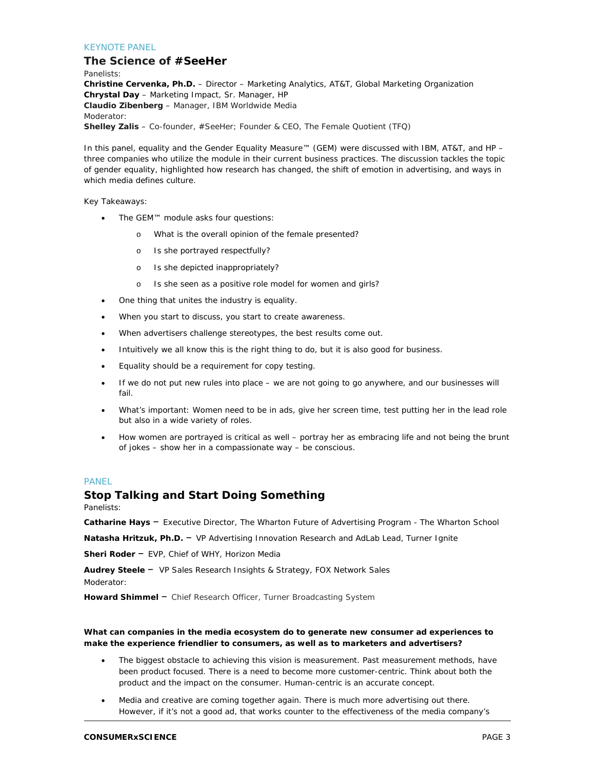KEYNOTE PANEL

## The Science of #SeeHer

Panelists:

**Christine Cervenka, Ph.D.** – Director – Marketing Analytics, AT&T, Global Marketing Organization
**Chrystal Day** – Marketing Impact, Sr. Manager, HP
**Claudio Zibenberg** – Manager, IBM Worldwide Media
Moderator:
**Shelley Zalis** – Co-founder, #SeeHer; Founder & CEO, The Female Quotient (TFQ)

In this panel, equality and the Gender Equality Measure™ (GEM) were discussed with IBM, AT&T, and HP – three companies who utilize the module in their current business practices. The discussion tackles the topic of gender equality, highlighted how research has changed, the shift of emotion in advertising, and ways in which media defines culture.

Key Takeaways:

- The GEM™ module asks four questions:
  - What is the overall opinion of the female presented?
  - Is she portrayed respectfully?
  - Is she depicted inappropriately?
  - Is she seen as a positive role model for women and girls?
- One thing that unites the industry is equality.
- When you start to discuss, you start to create awareness.
- When advertisers challenge stereotypes, the best results come out.
- Intuitively we all know this is the right thing to do, but it is also good for business.
- Equality should be a requirement for copy testing.
- If we do not put new rules into place – we are not going to go anywhere, and our businesses will fail.
- What's important: Women need to be in ads, give her screen time, test putting her in the lead role but also in a wide variety of roles.
- How women are portrayed is critical as well – portray her as embracing life and not being the brunt of jokes – show her in a compassionate way – be conscious.

PANEL

## Stop Talking and Start Doing Something

Panelists:

**Catharine Hays** – Executive Director, The Wharton Future of Advertising Program - The Wharton School

**Natasha Hritzuk, Ph.D.** – VP Advertising Innovation Research and AdLab Lead, Turner Ignite

**Sheri Roder** – EVP, Chief of WHY, Horizon Media

**Audrey Steele** – VP Sales Research Insights & Strategy, FOX Network Sales

Moderator:

**Howard Shimmel** – Chief Research Officer, Turner Broadcasting System

**What can companies in the media ecosystem do to generate new consumer ad experiences to make the experience friendlier to consumers, as well as to marketers and advertisers?**

- The biggest obstacle to achieving this vision is measurement. Past measurement methods, have been product focused. There is a need to become more customer-centric. Think about both the product and the impact on the consumer. Human-centric is an accurate concept.
- Media and creative are coming together again. There is much more advertising out there. However, if it's not a good ad, that works counter to the effectiveness of the media company's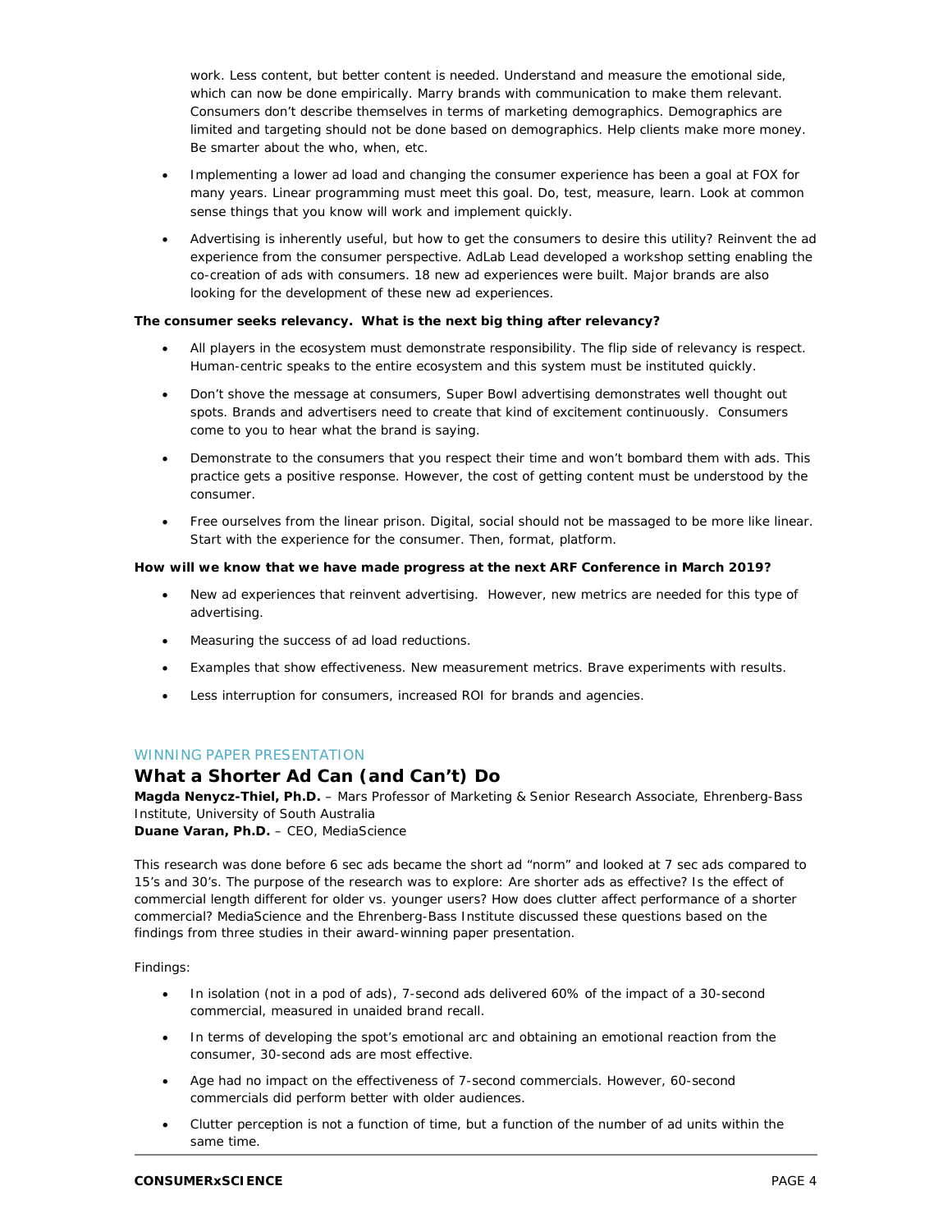work. Less content, but better content is needed. Understand and measure the emotional side, which can now be done empirically. Marry brands with communication to make them relevant. Consumers don't describe themselves in terms of marketing demographics. Demographics are limited and targeting should not be done based on demographics. Help clients make more money. Be smarter about the who, when, etc.

- Implementing a lower ad load and changing the consumer experience has been a goal at FOX for many years. Linear programming must meet this goal. Do, test, measure, learn. Look at common sense things that you know will work and implement quickly.
- Advertising is inherently useful, but how to get the consumers to desire this utility? Reinvent the ad experience from the consumer perspective. AdLab Lead developed a workshop setting enabling the co-creation of ads with consumers. 18 new ad experiences were built. Major brands are also looking for the development of these new ad experiences.

**The consumer seeks relevancy. What is the next big thing after relevancy?**

- All players in the ecosystem must demonstrate responsibility. The flip side of relevancy is respect. Human-centric speaks to the entire ecosystem and this system must be instituted quickly.
- Don't shove the message at consumers, Super Bowl advertising demonstrates well thought out spots. Brands and advertisers need to create that kind of excitement continuously. Consumers come to you to hear what the brand is saying.
- Demonstrate to the consumers that you respect their time and won't bombard them with ads. This practice gets a positive response. However, the cost of getting content must be understood by the consumer.
- Free ourselves from the linear prison. Digital, social should not be massaged to be more like linear. Start with the experience for the consumer. Then, format, platform.

**How will we know that we have made progress at the next ARF Conference in March 2019?**

- New ad experiences that reinvent advertising. However, new metrics are needed for this type of advertising.
- Measuring the success of ad load reductions.
- Examples that show effectiveness. New measurement metrics. Brave experiments with results.
- Less interruption for consumers, increased ROI for brands and agencies.

WINNING PAPER PRESENTATION

## What a Shorter Ad Can (and Can't) Do

**Magda Nenycz-Thiel, Ph.D.** – Mars Professor of Marketing & Senior Research Associate, Ehrenberg-Bass Institute, University of South Australia
**Duane Varan, Ph.D.** – CEO, MediaScience

This research was done before 6 sec ads became the short ad "norm" and looked at 7 sec ads compared to 15's and 30's. The purpose of the research was to explore: Are shorter ads as effective? Is the effect of commercial length different for older vs. younger users? How does clutter affect performance of a shorter commercial? MediaScience and the Ehrenberg-Bass Institute discussed these questions based on the findings from three studies in their award-winning paper presentation.

Findings:

- In isolation (not in a pod of ads), 7-second ads delivered 60% of the impact of a 30-second commercial, measured in unaided brand recall.
- In terms of developing the spot's emotional arc and obtaining an emotional reaction from the consumer, 30-second ads are most effective.
- Age had no impact on the effectiveness of 7-second commercials. However, 60-second commercials did perform better with older audiences.
- Clutter perception is not a function of time, but a function of the number of ad units within the same time.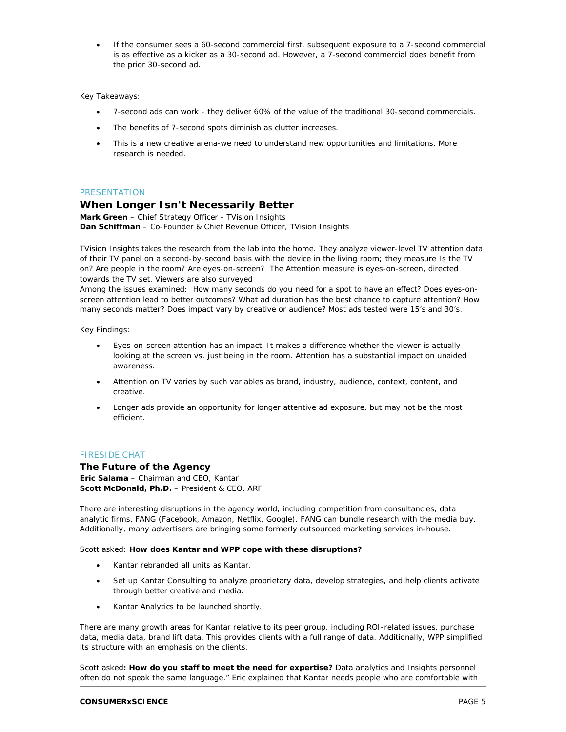- If the consumer sees a 60-second commercial first, subsequent exposure to a 7-second commercial is as effective as a kicker as a 30-second ad. However, a 7-second commercial does benefit from the prior 30-second ad.

Key Takeaways:

- 7-second ads can work - they deliver 60% of the value of the traditional 30-second commercials.
- The benefits of 7-second spots diminish as clutter increases.
- This is a new creative arena-we need to understand new opportunities and limitations. More research is needed.

PRESENTATION

## When Longer Isn't Necessarily Better

**Mark Green** – Chief Strategy Officer - TVision Insights
**Dan Schiffman** – Co-Founder & Chief Revenue Officer, TVision Insights

TVision Insights takes the research from the lab into the home. They analyze viewer-level TV attention data of their TV panel on a second-by-second basis with the device in the living room; they measure Is the TV on? Are people in the room? Are eyes-on-screen? The Attention measure is eyes-on-screen, directed towards the TV set. Viewers are also surveyed
Among the issues examined: How many seconds do you need for a spot to have an effect? Does eyes-on-screen attention lead to better outcomes? What ad duration has the best chance to capture attention? How many seconds matter? Does impact vary by creative or audience? Most ads tested were 15's and 30's.

Key Findings:

- Eyes-on-screen attention has an impact. It makes a difference whether the viewer is actually looking at the screen vs. just being in the room. Attention has a substantial impact on unaided awareness.
- Attention on TV varies by such variables as brand, industry, audience, context, content, and creative.
- Longer ads provide an opportunity for longer attentive ad exposure, but may not be the most efficient.

FIRESIDE CHAT

## The Future of the Agency

**Eric Salama** – Chairman and CEO, Kantar
**Scott McDonald, Ph.D.** – President & CEO, ARF

There are interesting disruptions in the agency world, including competition from consultancies, data analytic firms, FANG (Facebook, Amazon, Netflix, Google). FANG can bundle research with the media buy. Additionally, many advertisers are bringing some formerly outsourced marketing services in-house.

Scott asked: **How does Kantar and WPP cope with these disruptions?**

- Kantar rebranded all units as Kantar.
- Set up Kantar Consulting to analyze proprietary data, develop strategies, and help clients activate through better creative and media.
- Kantar Analytics to be launched shortly.

There are many growth areas for Kantar relative to its peer group, including ROI-related issues, purchase data, media data, brand lift data. This provides clients with a full range of data. Additionally, WPP simplified its structure with an emphasis on the clients.

Scott asked**: How do you staff to meet the need for expertise?** Data analytics and Insights personnel often do not speak the same language." Eric explained that Kantar needs people who are comfortable with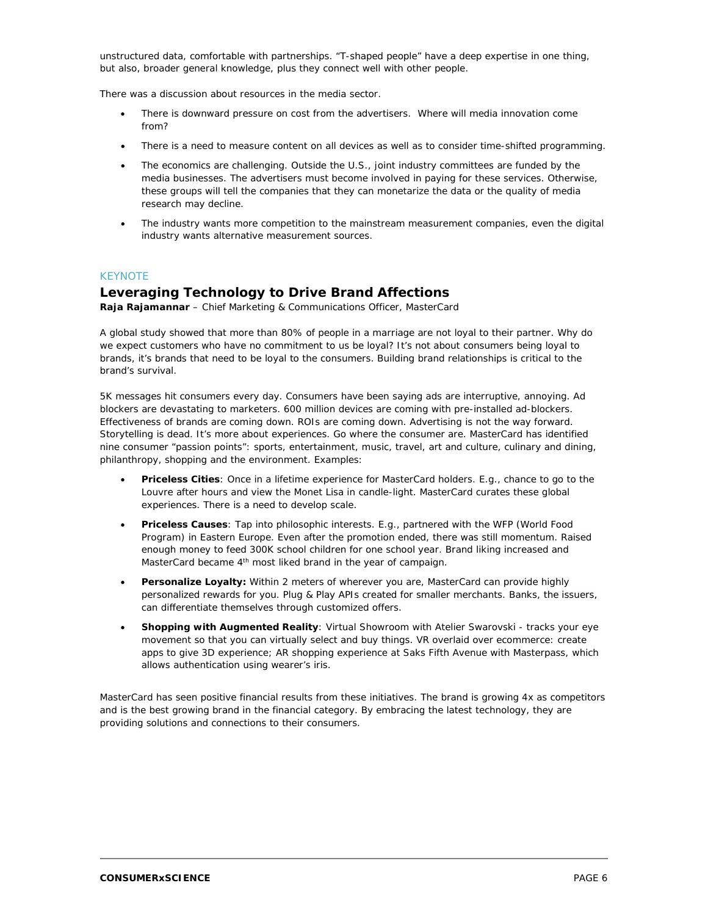unstructured data, comfortable with partnerships. "T-shaped people" have a deep expertise in one thing, but also, broader general knowledge, plus they connect well with other people.

There was a discussion about resources in the media sector.

- There is downward pressure on cost from the advertisers. Where will media innovation come from?
- There is a need to measure content on all devices as well as to consider time-shifted programming.
- The economics are challenging. Outside the U.S., joint industry committees are funded by the media businesses. The advertisers must become involved in paying for these services. Otherwise, these groups will tell the companies that they can monetarize the data or the quality of media research may decline.
- The industry wants more competition to the mainstream measurement companies, even the digital industry wants alternative measurement sources.

KEYNOTE

## Leveraging Technology to Drive Brand Affections

**Raja Rajamannar** – Chief Marketing & Communications Officer, MasterCard

A global study showed that more than 80% of people in a marriage are not loyal to their partner. Why do we expect customers who have no commitment to us be loyal? It's not about consumers being loyal to brands, it's brands that need to be loyal to the consumers. Building brand relationships is critical to the brand's survival.

5K messages hit consumers every day. Consumers have been saying ads are interruptive, annoying. Ad blockers are devastating to marketers. 600 million devices are coming with pre-installed ad-blockers. Effectiveness of brands are coming down. ROIs are coming down. Advertising is not the way forward. Storytelling is dead. It's more about experiences. Go where the consumer are. MasterCard has identified nine consumer "passion points": sports, entertainment, music, travel, art and culture, culinary and dining, philanthropy, shopping and the environment. Examples:

- **Priceless Cities**: Once in a lifetime experience for MasterCard holders. E.g., chance to go to the Louvre after hours and view the Monet Lisa in candle-light. MasterCard curates these global experiences. There is a need to develop scale.
- **Priceless Causes**: Tap into philosophic interests. E.g., partnered with the WFP (World Food Program) in Eastern Europe. Even after the promotion ended, there was still momentum. Raised enough money to feed 300K school children for one school year. Brand liking increased and MasterCard became 4th most liked brand in the year of campaign.
- **Personalize Loyalty:** Within 2 meters of wherever you are, MasterCard can provide highly personalized rewards for you. Plug & Play APIs created for smaller merchants. Banks, the issuers, can differentiate themselves through customized offers.
- **Shopping with Augmented Reality**: Virtual Showroom with Atelier Swarovski - tracks your eye movement so that you can virtually select and buy things. VR overlaid over ecommerce: create apps to give 3D experience; AR shopping experience at Saks Fifth Avenue with Masterpass, which allows authentication using wearer's iris.

MasterCard has seen positive financial results from these initiatives. The brand is growing 4x as competitors and is the best growing brand in the financial category. By embracing the latest technology, they are providing solutions and connections to their consumers.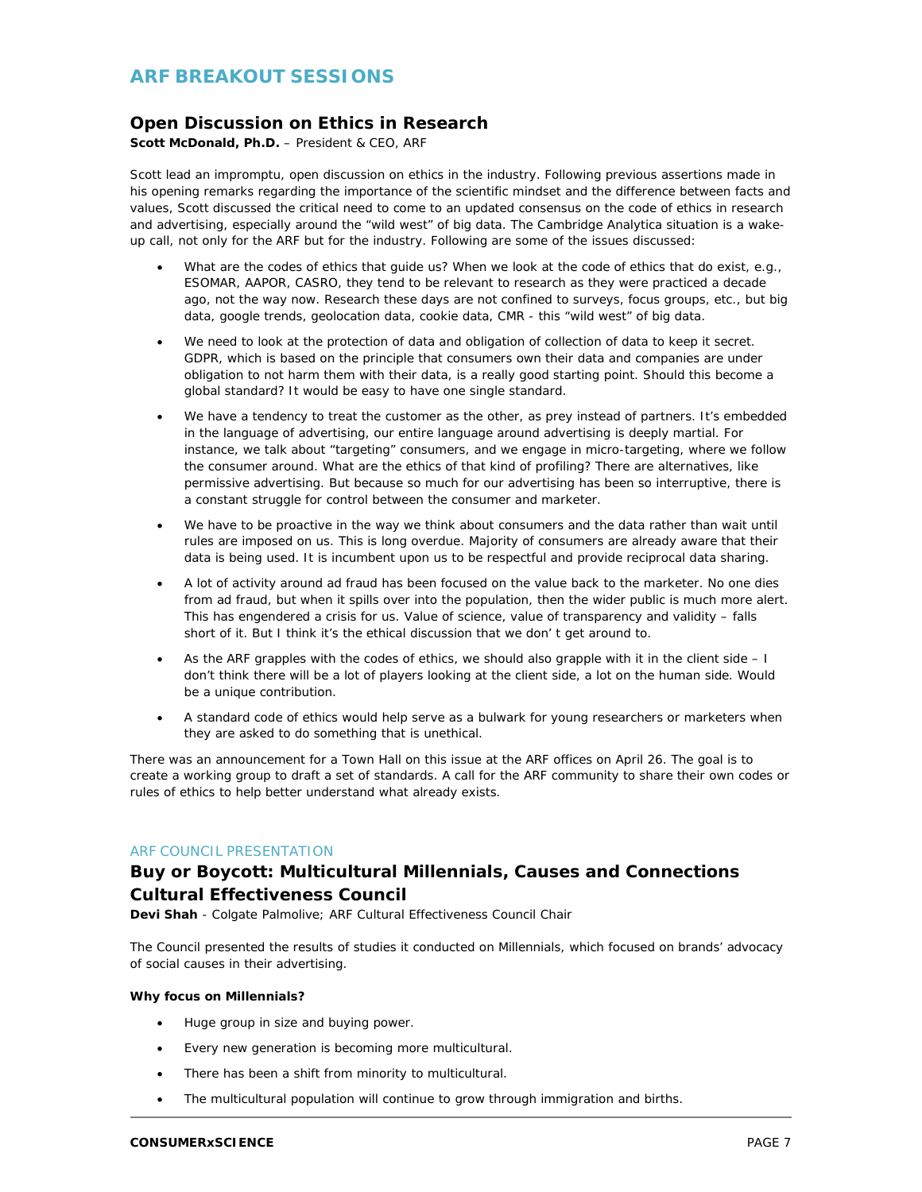# ARF BREAKOUT SESSIONS

## Open Discussion on Ethics in Research

**Scott McDonald, Ph.D.** – President & CEO, ARF

Scott lead an impromptu, open discussion on ethics in the industry. Following previous assertions made in his opening remarks regarding the importance of the scientific mindset and the difference between facts and values, Scott discussed the critical need to come to an updated consensus on the code of ethics in research and advertising, especially around the "wild west" of big data. The Cambridge Analytica situation is a wake-up call, not only for the ARF but for the industry. Following are some of the issues discussed:

- What are the codes of ethics that guide us? When we look at the code of ethics that do exist, e.g., ESOMAR, AAPOR, CASRO, they tend to be relevant to research as they were practiced a decade ago, not the way now. Research these days are not confined to surveys, focus groups, etc., but big data, google trends, geolocation data, cookie data, CMR - this "wild west" of big data.
- We need to look at the protection of data and obligation of collection of data to keep it secret. GDPR, which is based on the principle that consumers own their data and companies are under obligation to not harm them with their data, is a really good starting point. Should this become a global standard? It would be easy to have one single standard.
- We have a tendency to treat the customer as the other, as prey instead of partners. It's embedded in the language of advertising, our entire language around advertising is deeply martial. For instance, we talk about "targeting" consumers, and we engage in micro-targeting, where we follow the consumer around. What are the ethics of that kind of profiling? There are alternatives, like permissive advertising. But because so much for our advertising has been so interruptive, there is a constant struggle for control between the consumer and marketer.
- We have to be proactive in the way we think about consumers and the data rather than wait until rules are imposed on us. This is long overdue. Majority of consumers are already aware that their data is being used. It is incumbent upon us to be respectful and provide reciprocal data sharing.
- A lot of activity around ad fraud has been focused on the value back to the marketer. No one dies from ad fraud, but when it spills over into the population, then the wider public is much more alert. This has engendered a crisis for us. Value of science, value of transparency and validity – falls short of it. But I think it's the ethical discussion that we don' t get around to.
- As the ARF grapples with the codes of ethics, we should also grapple with it in the client side – I don't think there will be a lot of players looking at the client side, a lot on the human side. Would be a unique contribution.
- A standard code of ethics would help serve as a bulwark for young researchers or marketers when they are asked to do something that is unethical.

There was an announcement for a Town Hall on this issue at the ARF offices on April 26. The goal is to create a working group to draft a set of standards. A call for the ARF community to share their own codes or rules of ethics to help better understand what already exists.

ARF COUNCIL PRESENTATION

## Buy or Boycott: Multicultural Millennials, Causes and Connections Cultural Effectiveness Council

**Devi Shah** - Colgate Palmolive; ARF Cultural Effectiveness Council Chair

The Council presented the results of studies it conducted on Millennials, which focused on brands' advocacy of social causes in their advertising.

**Why focus on Millennials?**

- Huge group in size and buying power.
- Every new generation is becoming more multicultural.
- There has been a shift from minority to multicultural.
- The multicultural population will continue to grow through immigration and births.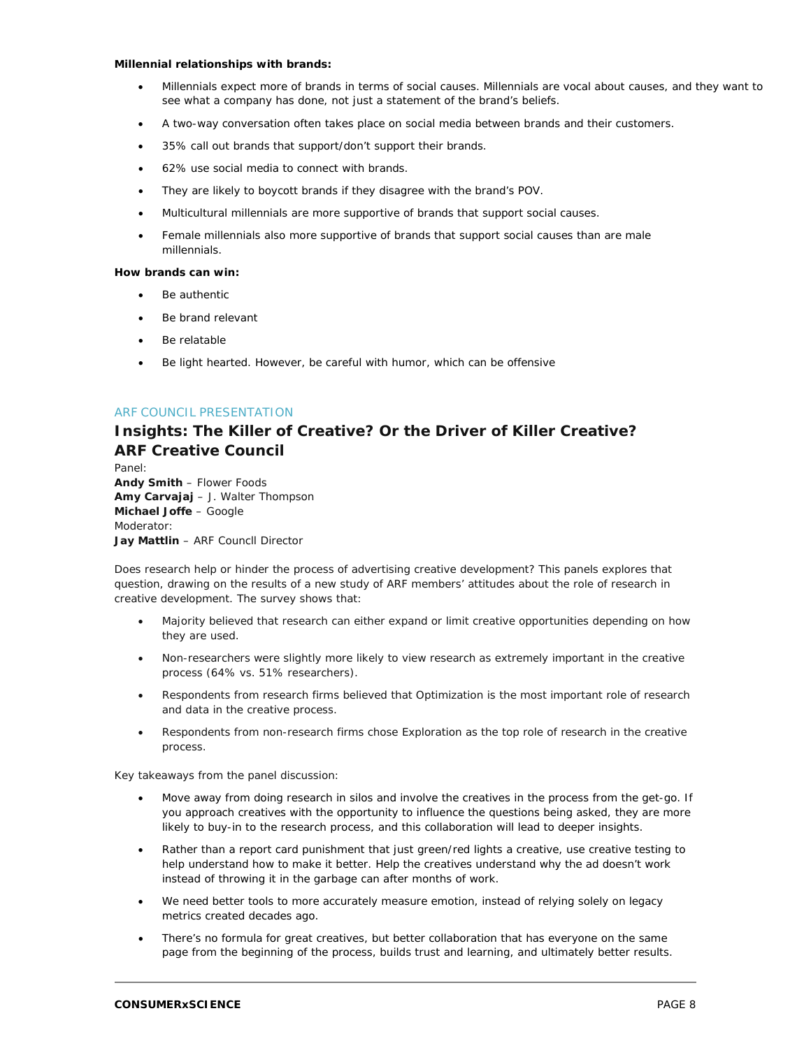**Millennial relationships with brands:**

- Millennials expect more of brands in terms of social causes. Millennials are vocal about causes, and they want to see what a company has done, not just a statement of the brand's beliefs.
- A two-way conversation often takes place on social media between brands and their customers.
- 35% call out brands that support/don't support their brands.
- 62% use social media to connect with brands.
- They are likely to boycott brands if they disagree with the brand's POV.
- Multicultural millennials are more supportive of brands that support social causes.
- Female millennials also more supportive of brands that support social causes than are male millennials.

**How brands can win:**

- Be authentic
- Be brand relevant
- Be relatable
- Be light hearted. However, be careful with humor, which can be offensive

ARF COUNCIL PRESENTATION

## Insights: The Killer of Creative? Or the Driver of Killer Creative? ARF Creative Council

Panel:
**Andy Smith** – Flower Foods
**Amy Carvajaj** – J. Walter Thompson
**Michael Joffe** – Google
Moderator:
**Jay Mattlin** – ARF Councll Director

Does research help or hinder the process of advertising creative development? This panels explores that question, drawing on the results of a new study of ARF members' attitudes about the role of research in creative development. The survey shows that:

- Majority believed that research can either expand or limit creative opportunities depending on how they are used.
- Non-researchers were slightly more likely to view research as extremely important in the creative process (64% vs. 51% researchers).
- Respondents from research firms believed that Optimization is the most important role of research and data in the creative process.
- Respondents from non-research firms chose Exploration as the top role of research in the creative process.

Key takeaways from the panel discussion:

- Move away from doing research in silos and involve the creatives in the process from the get-go. If you approach creatives with the opportunity to influence the questions being asked, they are more likely to buy-in to the research process, and this collaboration will lead to deeper insights.
- Rather than a report card punishment that just green/red lights a creative, use creative testing to help understand how to make it better. Help the creatives understand why the ad doesn't work instead of throwing it in the garbage can after months of work.
- We need better tools to more accurately measure emotion, instead of relying solely on legacy metrics created decades ago.
- There's no formula for great creatives, but better collaboration that has everyone on the same page from the beginning of the process, builds trust and learning, and ultimately better results.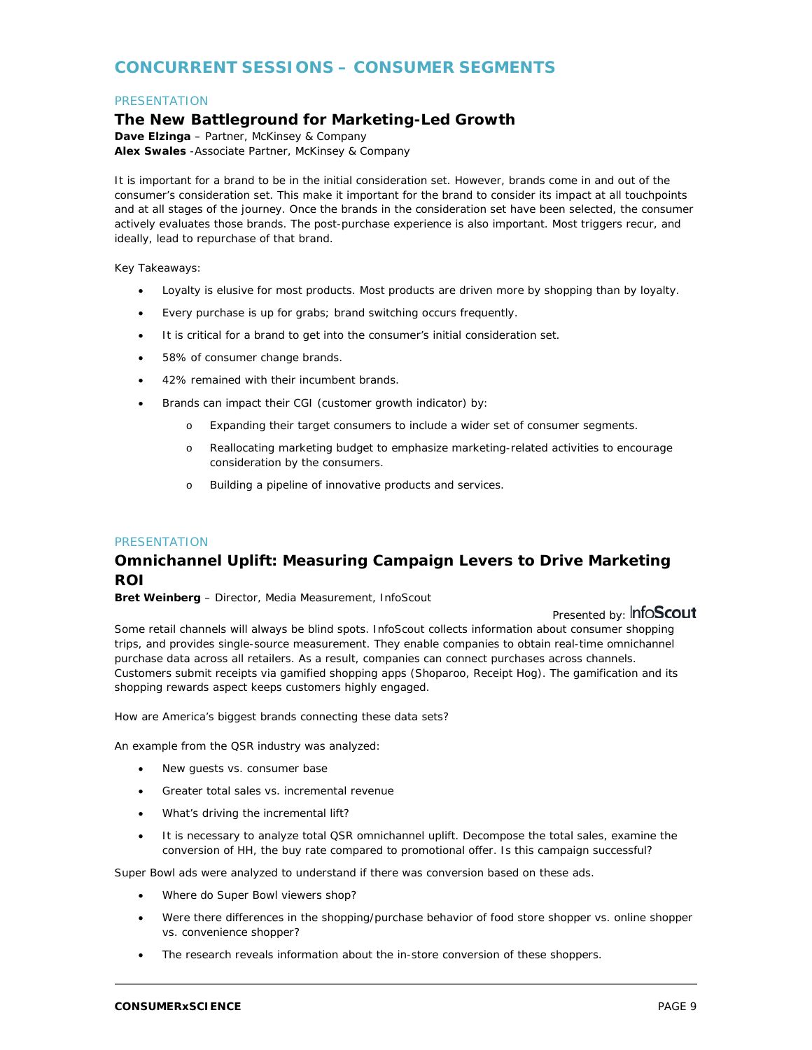# CONCURRENT SESSIONS – CONSUMER SEGMENTS

PRESENTATION

## The New Battleground for Marketing-Led Growth

**Dave Elzinga** – Partner, McKinsey & Company
**Alex Swales** -Associate Partner, McKinsey & Company

It is important for a brand to be in the initial consideration set. However, brands come in and out of the consumer's consideration set. This make it important for the brand to consider its impact at all touchpoints and at all stages of the journey. Once the brands in the consideration set have been selected, the consumer actively evaluates those brands. The post-purchase experience is also important. Most triggers recur, and ideally, lead to repurchase of that brand.

Key Takeaways:

- Loyalty is elusive for most products. Most products are driven more by shopping than by loyalty.
- Every purchase is up for grabs; brand switching occurs frequently.
- It is critical for a brand to get into the consumer's initial consideration set.
- 58% of consumer change brands.
- 42% remained with their incumbent brands.
- Brands can impact their CGI (customer growth indicator) by:
  - Expanding their target consumers to include a wider set of consumer segments.
  - Reallocating marketing budget to emphasize marketing-related activities to encourage consideration by the consumers.
  - Building a pipeline of innovative products and services.

PRESENTATION

## Omnichannel Uplift: Measuring Campaign Levers to Drive Marketing ROI

**Bret Weinberg** – Director, Media Measurement, InfoScout

Presented by: InfoScout

Some retail channels will always be blind spots. InfoScout collects information about consumer shopping trips, and provides single-source measurement. They enable companies to obtain real-time omnichannel purchase data across all retailers. As a result, companies can connect purchases across channels. Customers submit receipts via gamified shopping apps (Shoparoo, Receipt Hog). The gamification and its shopping rewards aspect keeps customers highly engaged.

How are America's biggest brands connecting these data sets?

An example from the QSR industry was analyzed:

- New guests vs. consumer base
- Greater total sales vs. incremental revenue
- What's driving the incremental lift?
- It is necessary to analyze total QSR omnichannel uplift. Decompose the total sales, examine the conversion of HH, the buy rate compared to promotional offer. Is this campaign successful?

Super Bowl ads were analyzed to understand if there was conversion based on these ads.

- Where do Super Bowl viewers shop?
- Were there differences in the shopping/purchase behavior of food store shopper vs. online shopper vs. convenience shopper?
- The research reveals information about the in-store conversion of these shoppers.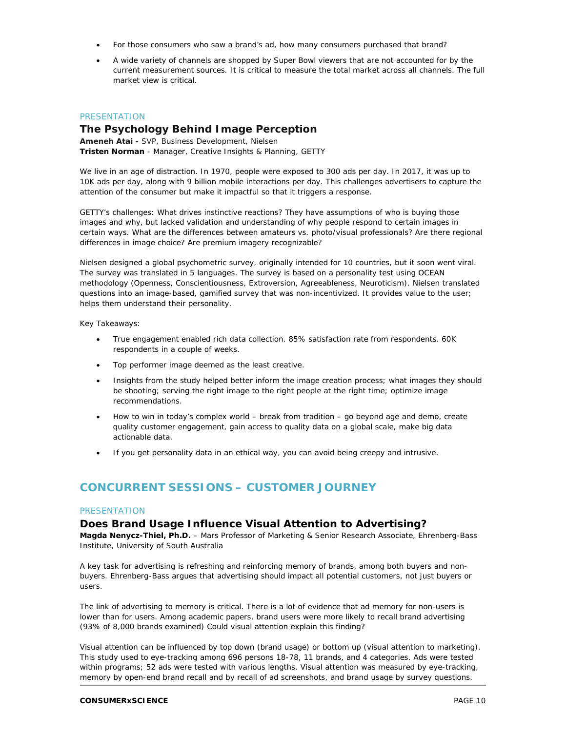- For those consumers who saw a brand's ad, how many consumers purchased that brand?
- A wide variety of channels are shopped by Super Bowl viewers that are not accounted for by the current measurement sources. It is critical to measure the total market across all channels. The full market view is critical.

PRESENTATION

### The Psychology Behind Image Perception

**Ameneh Atai -** SVP, Business Development, Nielsen
**Tristen Norman** - Manager, Creative Insights & Planning, GETTY

We live in an age of distraction. In 1970, people were exposed to 300 ads per day. In 2017, it was up to 10K ads per day, along with 9 billion mobile interactions per day. This challenges advertisers to capture the attention of the consumer but make it impactful so that it triggers a response.

GETTY's challenges: What drives instinctive reactions? They have assumptions of who is buying those images and why, but lacked validation and understanding of why people respond to certain images in certain ways. What are the differences between amateurs vs. photo/visual professionals? Are there regional differences in image choice? Are premium imagery recognizable?

Nielsen designed a global psychometric survey, originally intended for 10 countries, but it soon went viral. The survey was translated in 5 languages. The survey is based on a personality test using OCEAN methodology (Openness, Conscientiousness, Extroversion, Agreeableness, Neuroticism). Nielsen translated questions into an image-based, gamified survey that was non-incentivized. It provides value to the user; helps them understand their personality.

Key Takeaways:

- True engagement enabled rich data collection. 85% satisfaction rate from respondents. 60K respondents in a couple of weeks.
- Top performer image deemed as the least creative.
- Insights from the study helped better inform the image creation process; what images they should be shooting; serving the right image to the right people at the right time; optimize image recommendations.
- How to win in today's complex world – break from tradition – go beyond age and demo, create quality customer engagement, gain access to quality data on a global scale, make big data actionable data.
- If you get personality data in an ethical way, you can avoid being creepy and intrusive.

## CONCURRENT SESSIONS – CUSTOMER JOURNEY

PRESENTATION

### Does Brand Usage Influence Visual Attention to Advertising?

**Magda Nenycz-Thiel, Ph.D.** – Mars Professor of Marketing & Senior Research Associate, Ehrenberg-Bass Institute, University of South Australia

A key task for advertising is refreshing and reinforcing memory of brands, among both buyers and non-buyers. Ehrenberg-Bass argues that advertising should impact all potential customers, not just buyers or users.

The link of advertising to memory is critical. There is a lot of evidence that ad memory for non-users is lower than for users. Among academic papers, brand users were more likely to recall brand advertising (93% of 8,000 brands examined) Could visual attention explain this finding?

Visual attention can be influenced by top down (brand usage) or bottom up (visual attention to marketing). This study used to eye-tracking among 696 persons 18-78, 11 brands, and 4 categories. Ads were tested within programs; 52 ads were tested with various lengths. Visual attention was measured by eye-tracking, memory by open-end brand recall and by recall of ad screenshots, and brand usage by survey questions.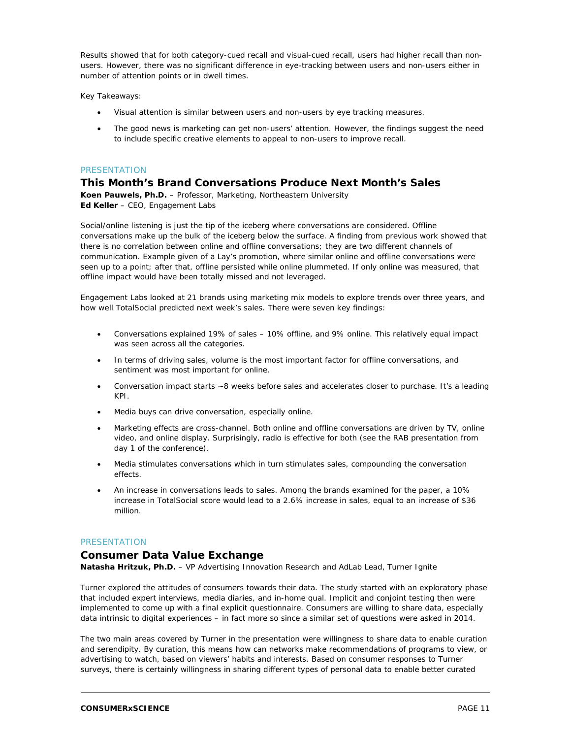Results showed that for both category-cued recall and visual-cued recall, users had higher recall than non-users. However, there was no significant difference in eye-tracking between users and non-users either in number of attention points or in dwell times.

Key Takeaways:

- Visual attention is similar between users and non-users by eye tracking measures.
- The good news is marketing can get non-users' attention. However, the findings suggest the need to include specific creative elements to appeal to non-users to improve recall.

PRESENTATION

## This Month's Brand Conversations Produce Next Month's Sales

**Koen Pauwels, Ph.D.** – Professor, Marketing, Northeastern University
**Ed Keller** – CEO, Engagement Labs

Social/online listening is just the tip of the iceberg where conversations are considered. Offline conversations make up the bulk of the iceberg below the surface. A finding from previous work showed that there is no correlation between online and offline conversations; they are two different channels of communication. Example given of a Lay's promotion, where similar online and offline conversations were seen up to a point; after that, offline persisted while online plummeted. If only online was measured, that offline impact would have been totally missed and not leveraged.

Engagement Labs looked at 21 brands using marketing mix models to explore trends over three years, and how well TotalSocial predicted next week's sales. There were seven key findings:

- Conversations explained 19% of sales – 10% offline, and 9% online. This relatively equal impact was seen across all the categories.
- In terms of driving sales, volume is the most important factor for offline conversations, and sentiment was most important for online.
- Conversation impact starts ~8 weeks before sales and accelerates closer to purchase. It's a leading KPI.
- Media buys can drive conversation, especially online.
- Marketing effects are cross-channel. Both online and offline conversations are driven by TV, online video, and online display. Surprisingly, radio is effective for both (see the RAB presentation from day 1 of the conference).
- Media stimulates conversations which in turn stimulates sales, compounding the conversation effects.
- An increase in conversations leads to sales. Among the brands examined for the paper, a 10% increase in TotalSocial score would lead to a 2.6% increase in sales, equal to an increase of $36 million.

PRESENTATION

## Consumer Data Value Exchange

**Natasha Hritzuk, Ph.D.** – VP Advertising Innovation Research and AdLab Lead, Turner Ignite

Turner explored the attitudes of consumers towards their data. The study started with an exploratory phase that included expert interviews, media diaries, and in-home qual. Implicit and conjoint testing then were implemented to come up with a final explicit questionnaire. Consumers are willing to share data, especially data intrinsic to digital experiences – in fact more so since a similar set of questions were asked in 2014.

The two main areas covered by Turner in the presentation were willingness to share data to enable curation and serendipity. By curation, this means how can networks make recommendations of programs to view, or advertising to watch, based on viewers' habits and interests. Based on consumer responses to Turner surveys, there is certainly willingness in sharing different types of personal data to enable better curated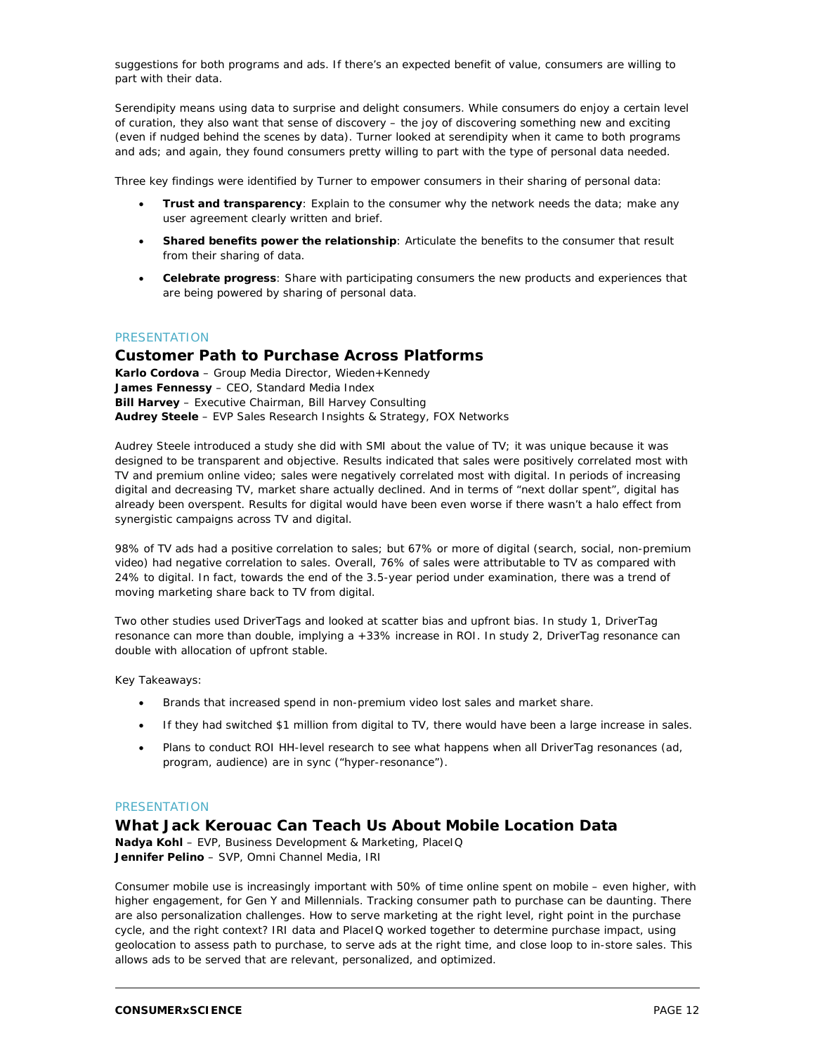suggestions for both programs and ads. If there's an expected benefit of value, consumers are willing to part with their data.

Serendipity means using data to surprise and delight consumers. While consumers do enjoy a certain level of curation, they also want that sense of discovery – the joy of discovering something new and exciting (even if nudged behind the scenes by data). Turner looked at serendipity when it came to both programs and ads; and again, they found consumers pretty willing to part with the type of personal data needed.

Three key findings were identified by Turner to empower consumers in their sharing of personal data:

- **Trust and transparency**: Explain to the consumer why the network needs the data; make any user agreement clearly written and brief.
- **Shared benefits power the relationship**: Articulate the benefits to the consumer that result from their sharing of data.
- **Celebrate progress**: Share with participating consumers the new products and experiences that are being powered by sharing of personal data.

PRESENTATION

## Customer Path to Purchase Across Platforms

**Karlo Cordova** – Group Media Director, Wieden+Kennedy
**James Fennessy** – CEO, Standard Media Index
**Bill Harvey** – Executive Chairman, Bill Harvey Consulting
**Audrey Steele** – EVP Sales Research Insights & Strategy, FOX Networks

Audrey Steele introduced a study she did with SMI about the value of TV; it was unique because it was designed to be transparent and objective. Results indicated that sales were positively correlated most with TV and premium online video; sales were negatively correlated most with digital. In periods of increasing digital and decreasing TV, market share actually declined. And in terms of "next dollar spent", digital has already been overspent. Results for digital would have been even worse if there wasn't a halo effect from synergistic campaigns across TV and digital.

98% of TV ads had a positive correlation to sales; but 67% or more of digital (search, social, non-premium video) had negative correlation to sales. Overall, 76% of sales were attributable to TV as compared with 24% to digital. In fact, towards the end of the 3.5-year period under examination, there was a trend of moving marketing share back to TV from digital.

Two other studies used DriverTags and looked at scatter bias and upfront bias. In study 1, DriverTag resonance can more than double, implying a +33% increase in ROI. In study 2, DriverTag resonance can double with allocation of upfront stable.

Key Takeaways:

- Brands that increased spend in non-premium video lost sales and market share.
- If they had switched $1 million from digital to TV, there would have been a large increase in sales.
- Plans to conduct ROI HH-level research to see what happens when all DriverTag resonances (ad, program, audience) are in sync ("hyper-resonance").

PRESENTATION

## What Jack Kerouac Can Teach Us About Mobile Location Data

**Nadya Kohl** – EVP, Business Development & Marketing, PlaceIQ
**Jennifer Pelino** – SVP, Omni Channel Media, IRI

Consumer mobile use is increasingly important with 50% of time online spent on mobile – even higher, with higher engagement, for Gen Y and Millennials. Tracking consumer path to purchase can be daunting. There are also personalization challenges. How to serve marketing at the right level, right point in the purchase cycle, and the right context? IRI data and PlaceIQ worked together to determine purchase impact, using geolocation to assess path to purchase, to serve ads at the right time, and close loop to in-store sales. This allows ads to be served that are relevant, personalized, and optimized.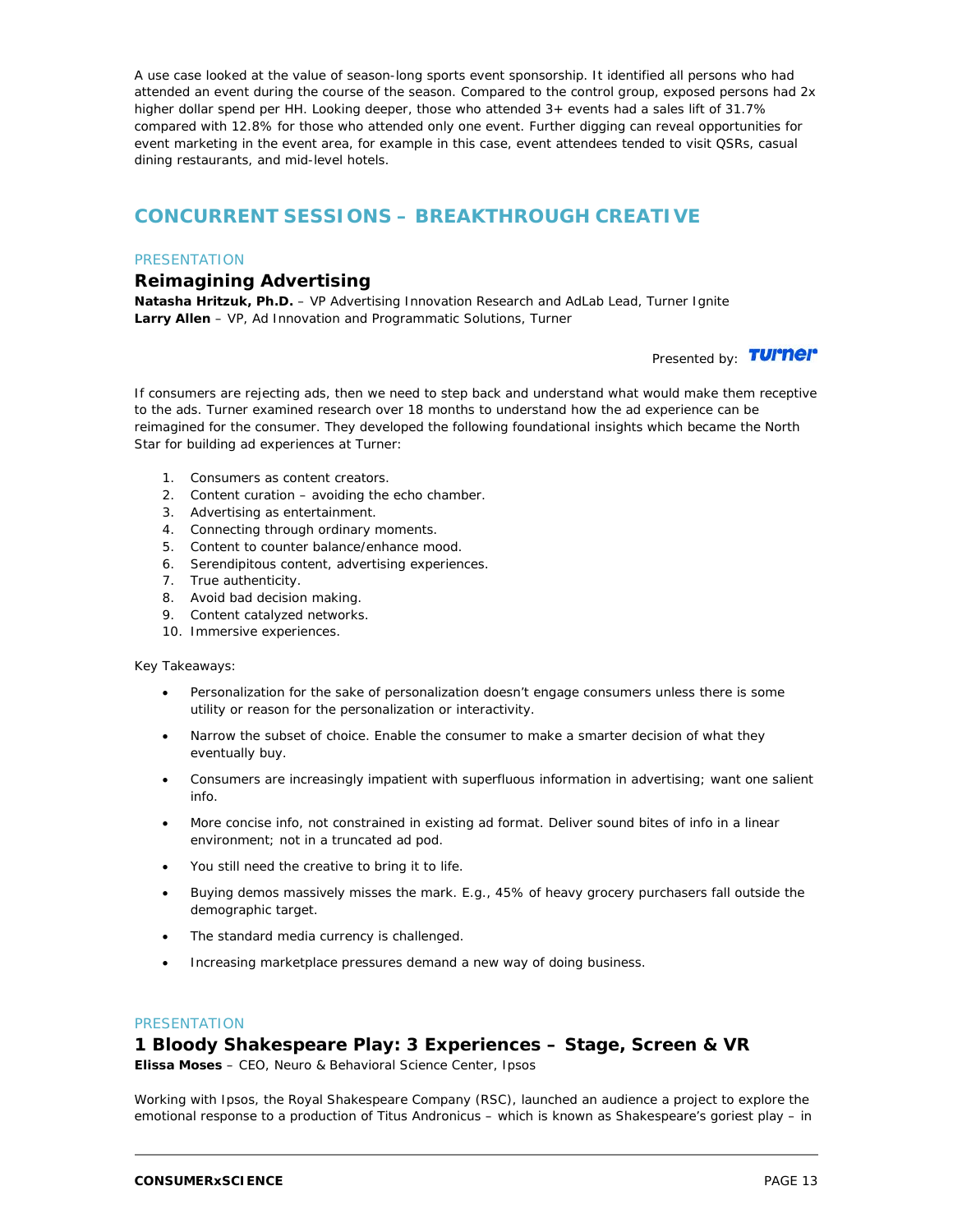A use case looked at the value of season-long sports event sponsorship. It identified all persons who had attended an event during the course of the season. Compared to the control group, exposed persons had 2x higher dollar spend per HH. Looking deeper, those who attended 3+ events had a sales lift of 31.7% compared with 12.8% for those who attended only one event. Further digging can reveal opportunities for event marketing in the event area, for example in this case, event attendees tended to visit QSRs, casual dining restaurants, and mid-level hotels.

## CONCURRENT SESSIONS – BREAKTHROUGH CREATIVE

PRESENTATION

### Reimagining Advertising

**Natasha Hritzuk, Ph.D.** – VP Advertising Innovation Research and AdLab Lead, Turner Ignite
**Larry Allen** – VP, Ad Innovation and Programmatic Solutions, Turner

Presented by: Turner

If consumers are rejecting ads, then we need to step back and understand what would make them receptive to the ads. Turner examined research over 18 months to understand how the ad experience can be reimagined for the consumer. They developed the following foundational insights which became the North Star for building ad experiences at Turner:

1. Consumers as content creators.
2. Content curation – avoiding the echo chamber.
3. Advertising as entertainment.
4. Connecting through ordinary moments.
5. Content to counter balance/enhance mood.
6. Serendipitous content, advertising experiences.
7. True authenticity.
8. Avoid bad decision making.
9. Content catalyzed networks.
10. Immersive experiences.

Key Takeaways:

- Personalization for the sake of personalization doesn't engage consumers unless there is some utility or reason for the personalization or interactivity.
- Narrow the subset of choice. Enable the consumer to make a smarter decision of what they eventually buy.
- Consumers are increasingly impatient with superfluous information in advertising; want one salient info.
- More concise info, not constrained in existing ad format. Deliver sound bites of info in a linear environment; not in a truncated ad pod.
- You still need the creative to bring it to life.
- Buying demos massively misses the mark. E.g., 45% of heavy grocery purchasers fall outside the demographic target.
- The standard media currency is challenged.
- Increasing marketplace pressures demand a new way of doing business.

PRESENTATION

### 1 Bloody Shakespeare Play: 3 Experiences – Stage, Screen & VR

**Elissa Moses** – CEO, Neuro & Behavioral Science Center, Ipsos

Working with Ipsos, the Royal Shakespeare Company (RSC), launched an audience a project to explore the emotional response to a production of Titus Andronicus – which is known as Shakespeare's goriest play – in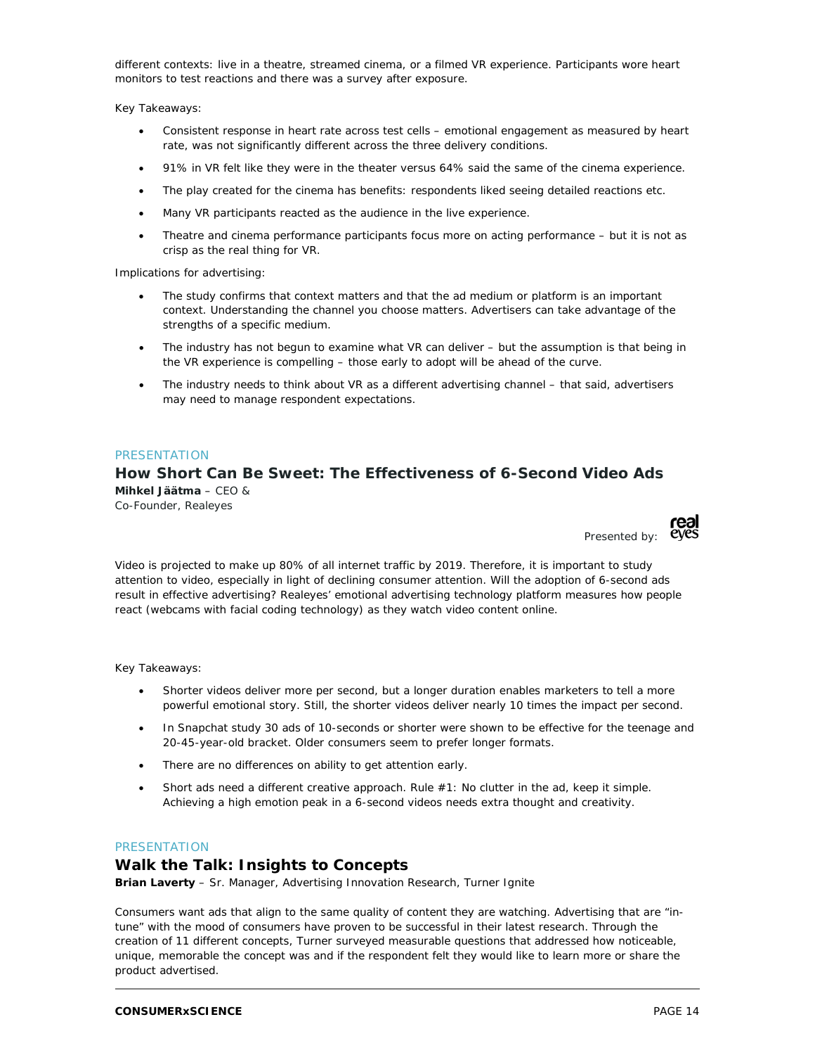different contexts: live in a theatre, streamed cinema, or a filmed VR experience. Participants wore heart monitors to test reactions and there was a survey after exposure.

Key Takeaways:

- Consistent response in heart rate across test cells – emotional engagement as measured by heart rate, was not significantly different across the three delivery conditions.
- 91% in VR felt like they were in the theater versus 64% said the same of the cinema experience.
- The play created for the cinema has benefits: respondents liked seeing detailed reactions etc.
- Many VR participants reacted as the audience in the live experience.
- Theatre and cinema performance participants focus more on acting performance – but it is not as crisp as the real thing for VR.

Implications for advertising:

- The study confirms that context matters and that the ad medium or platform is an important context. Understanding the channel you choose matters. Advertisers can take advantage of the strengths of a specific medium.
- The industry has not begun to examine what VR can deliver – but the assumption is that being in the VR experience is compelling – those early to adopt will be ahead of the curve.
- The industry needs to think about VR as a different advertising channel – that said, advertisers may need to manage respondent expectations.

PRESENTATION

## How Short Can Be Sweet: The Effectiveness of 6-Second Video Ads

**Mihkel Jäätma** – CEO & Co-Founder, Realeyes

Presented by: realeyes

Video is projected to make up 80% of all internet traffic by 2019. Therefore, it is important to study attention to video, especially in light of declining consumer attention. Will the adoption of 6-second ads result in effective advertising? Realeyes' emotional advertising technology platform measures how people react (webcams with facial coding technology) as they watch video content online.

Key Takeaways:

- Shorter videos deliver more per second, but a longer duration enables marketers to tell a more powerful emotional story. Still, the shorter videos deliver nearly 10 times the impact per second.
- In Snapchat study 30 ads of 10-seconds or shorter were shown to be effective for the teenage and 20-45-year-old bracket. Older consumers seem to prefer longer formats.
- There are no differences on ability to get attention early.
- Short ads need a different creative approach. Rule #1: No clutter in the ad, keep it simple. Achieving a high emotion peak in a 6-second videos needs extra thought and creativity.

PRESENTATION

## Walk the Talk: Insights to Concepts

**Brian Laverty** – Sr. Manager, Advertising Innovation Research, Turner Ignite

Consumers want ads that align to the same quality of content they are watching. Advertising that are "in-tune" with the mood of consumers have proven to be successful in their latest research. Through the creation of 11 different concepts, Turner surveyed measurable questions that addressed how noticeable, unique, memorable the concept was and if the respondent felt they would like to learn more or share the product advertised.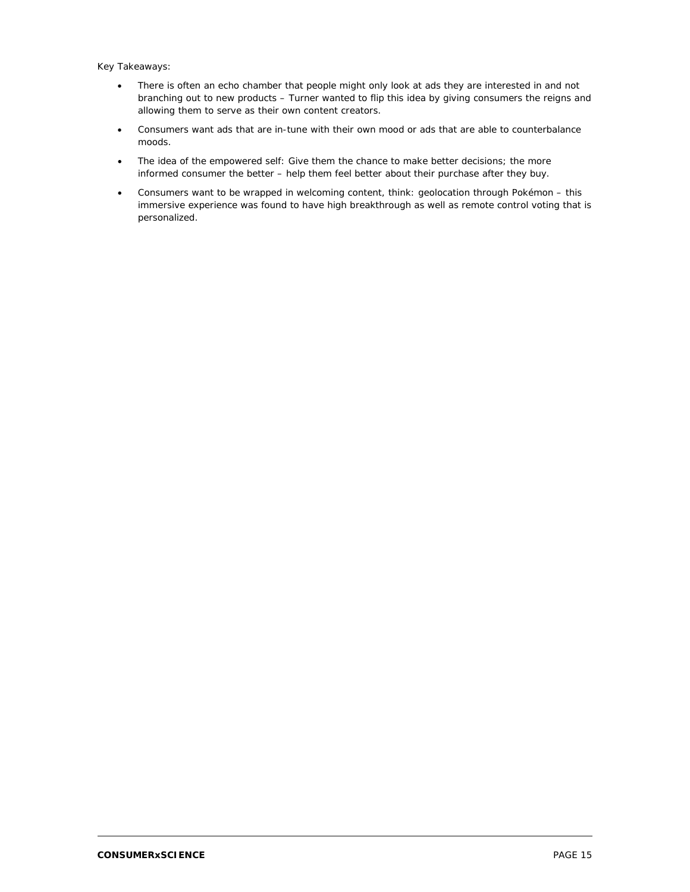Key Takeaways:

- There is often an echo chamber that people might only look at ads they are interested in and not branching out to new products – Turner wanted to flip this idea by giving consumers the reigns and allowing them to serve as their own content creators.
- Consumers want ads that are in-tune with their own mood or ads that are able to counterbalance moods.
- The idea of the empowered self: Give them the chance to make better decisions; the more informed consumer the better – help them feel better about their purchase after they buy.
- Consumers want to be wrapped in welcoming content, think: geolocation through Pokémon – this immersive experience was found to have high breakthrough as well as remote control voting that is personalized.